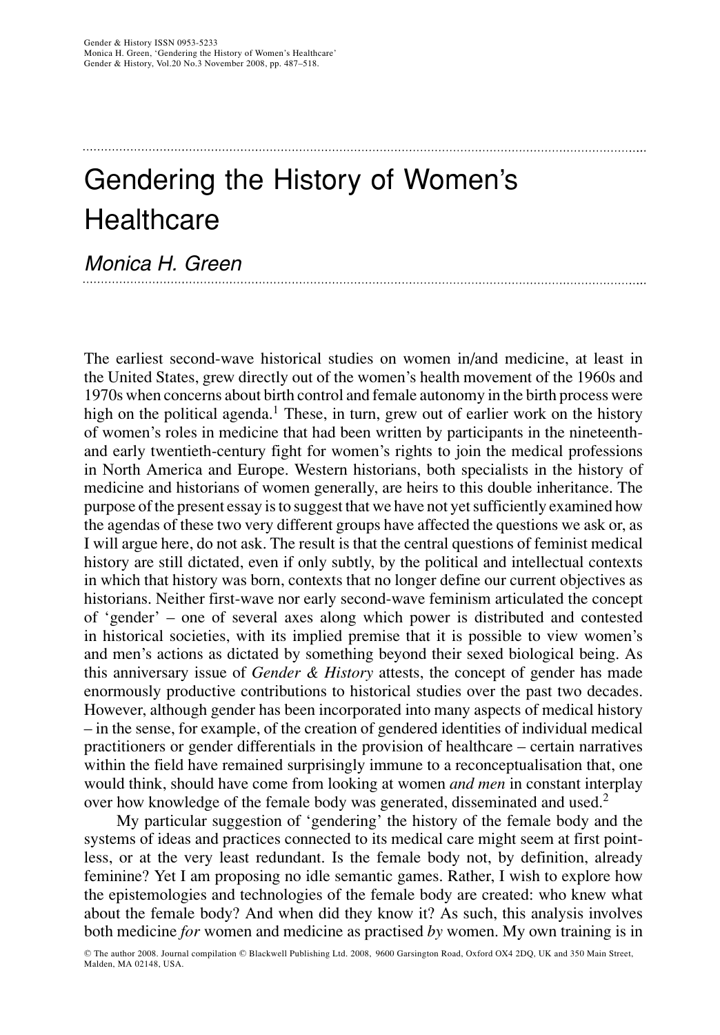# Gendering the History of Women's Healthcare

*Monica H. Green*

The earliest second-wave historical studies on women in/and medicine, at least in the United States, grew directly out of the women's health movement of the 1960s and 1970s when concerns about birth control and female autonomy in the birth process were high on the political agenda.[1] These, in turn, grew out of earlier work on the history of women's roles in medicine that had been written by participants in the nineteenth- and early twentieth-century fight for women's rights to join the medical professions in North America and Europe. Western historians, both specialists in the history of medicine and historians of women generally, are heirs to this double inheritance. The purpose of the present essay is to suggest that we have not yet sufficiently examined how the agendas of these two very different groups have affected the questions we ask or, as I will argue here, do not ask. The result is that the central questions of feminist medical history are still dictated, even if only subtly, by the political and intellectual contexts in which that history was born, contexts that no longer define our current objectives as historians. Neither first-wave nor early second-wave feminism articulated the concept of 'gender' – one of several axes along which power is distributed and contested in historical societies, with its implied premise that it is possible to view women's and men's actions as dictated by something beyond their sexed biological being. As this anniversary issue of *Gender & History* attests, the concept of gender has made enormously productive contributions to historical studies over the past two decades. However, although gender has been incorporated into many aspects of medical history – in the sense, for example, of the creation of gendered identities of individual medical practitioners or gender differentials in the provision of healthcare – certain narratives within the field have remained surprisingly immune to a reconceptualisation that, one would think, should have come from looking at women *and men* in constant interplay over how knowledge of the female body was generated, disseminated and used.[2]

My particular suggestion of 'gendering' the history of the female body and the systems of ideas and practices connected to its medical care might seem at first pointless, or at the very least redundant. Is the female body not, by definition, already feminine? Yet I am proposing no idle semantic games. Rather, I wish to explore how the epistemologies and technologies of the female body are created: who knew what about the female body? And when did they know it? As such, this analysis involves both medicine *for* women and medicine as practised *by* women. My own training is in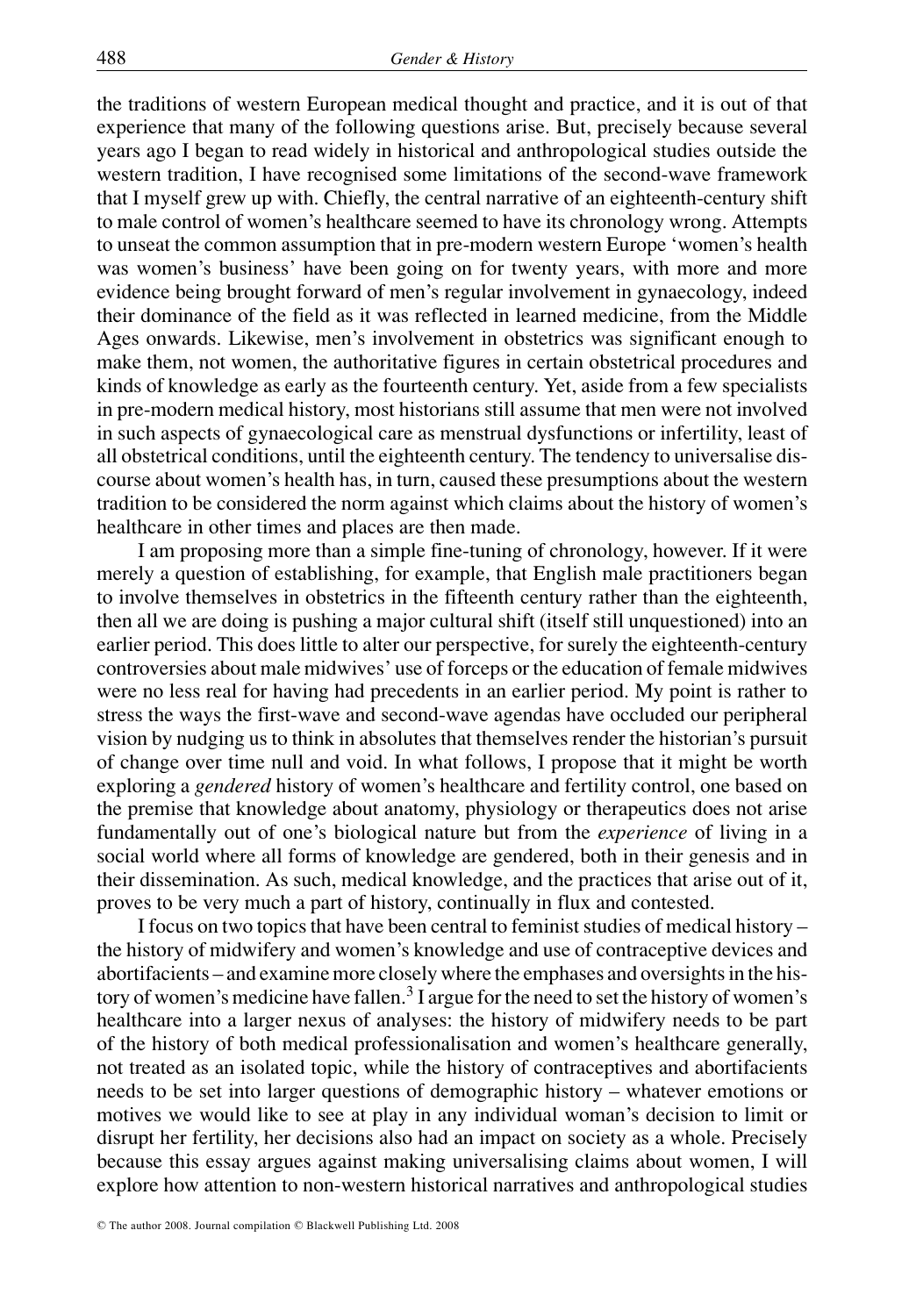the traditions of western European medical thought and practice, and it is out of that experience that many of the following questions arise. But, precisely because several years ago I began to read widely in historical and anthropological studies outside the western tradition, I have recognised some limitations of the second-wave framework that I myself grew up with. Chiefly, the central narrative of an eighteenth-century shift to male control of women's healthcare seemed to have its chronology wrong. Attempts to unseat the common assumption that in pre-modern western Europe 'women's health was women's business' have been going on for twenty years, with more and more evidence being brought forward of men's regular involvement in gynaecology, indeed their dominance of the field as it was reflected in learned medicine, from the Middle Ages onwards. Likewise, men's involvement in obstetrics was significant enough to make them, not women, the authoritative figures in certain obstetrical procedures and kinds of knowledge as early as the fourteenth century. Yet, aside from a few specialists in pre-modern medical history, most historians still assume that men were not involved in such aspects of gynaecological care as menstrual dysfunctions or infertility, least of all obstetrical conditions, until the eighteenth century. The tendency to universalise discourse about women's health has, in turn, caused these presumptions about the western tradition to be considered the norm against which claims about the history of women's healthcare in other times and places are then made.

I am proposing more than a simple fine-tuning of chronology, however. If it were merely a question of establishing, for example, that English male practitioners began to involve themselves in obstetrics in the fifteenth century rather than the eighteenth, then all we are doing is pushing a major cultural shift (itself still unquestioned) into an earlier period. This does little to alter our perspective, for surely the eighteenth-century controversies about male midwives' use of forceps or the education of female midwives were no less real for having had precedents in an earlier period. My point is rather to stress the ways the first-wave and second-wave agendas have occluded our peripheral vision by nudging us to think in absolutes that themselves render the historian's pursuit of change over time null and void. In what follows, I propose that it might be worth exploring a *gendered* history of women's healthcare and fertility control, one based on the premise that knowledge about anatomy, physiology or therapeutics does not arise fundamentally out of one's biological nature but from the *experience* of living in a social world where all forms of knowledge are gendered, both in their genesis and in their dissemination. As such, medical knowledge, and the practices that arise out of it, proves to be very much a part of history, continually in flux and contested.

I focus on two topics that have been central to feminist studies of medical history – the history of midwifery and women's knowledge and use of contraceptive devices and abortifacients – and examine more closely where the emphases and oversights in the history of women's medicine have fallen.[3] I argue for the need to set the history of women's healthcare into a larger nexus of analyses: the history of midwifery needs to be part of the history of both medical professionalisation and women's healthcare generally, not treated as an isolated topic, while the history of contraceptives and abortifacients needs to be set into larger questions of demographic history – whatever emotions or motives we would like to see at play in any individual woman's decision to limit or disrupt her fertility, her decisions also had an impact on society as a whole. Precisely because this essay argues against making universalising claims about women, I will explore how attention to non-western historical narratives and anthropological studies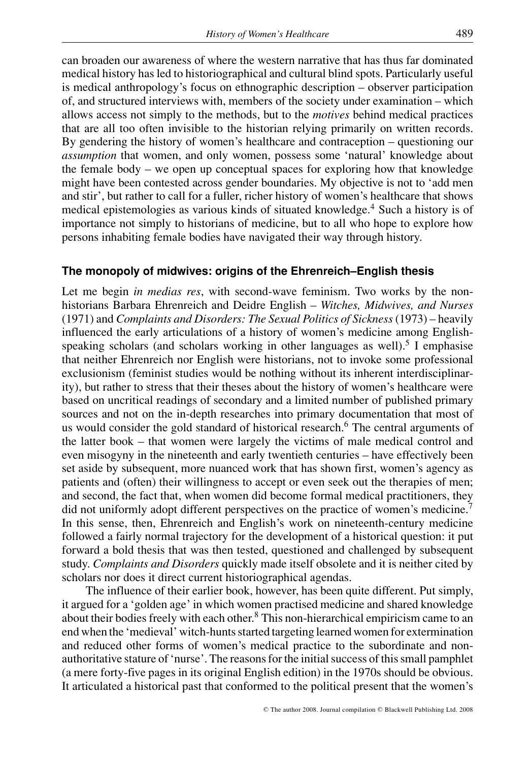can broaden our awareness of where the western narrative that has thus far dominated medical history has led to historiographical and cultural blind spots. Particularly useful is medical anthropology's focus on ethnographic description – observer participation of, and structured interviews with, members of the society under examination – which allows access not simply to the methods, but to the *motives* behind medical practices that are all too often invisible to the historian relying primarily on written records. By gendering the history of women's healthcare and contraception – questioning our *assumption* that women, and only women, possess some 'natural' knowledge about the female body – we open up conceptual spaces for exploring how that knowledge might have been contested across gender boundaries. My objective is not to 'add men and stir', but rather to call for a fuller, richer history of women's healthcare that shows medical epistemologies as various kinds of situated knowledge.[4] Such a history is of importance not simply to historians of medicine, but to all who hope to explore how persons inhabiting female bodies have navigated their way through history.

## The monopoly of midwives: origins of the Ehrenreich–English thesis

Let me begin *in medias res*, with second-wave feminism. Two works by the non-historians Barbara Ehrenreich and Deidre English – *Witches, Midwives, and Nurses* (1971) and *Complaints and Disorders: The Sexual Politics of Sickness* (1973) – heavily influenced the early articulations of a history of women's medicine among English-speaking scholars (and scholars working in other languages as well).[5] I emphasise that neither Ehrenreich nor English were historians, not to invoke some professional exclusionism (feminist studies would be nothing without its inherent interdisciplinarity), but rather to stress that their theses about the history of women's healthcare were based on uncritical readings of secondary and a limited number of published primary sources and not on the in-depth researches into primary documentation that most of us would consider the gold standard of historical research.[6] The central arguments of the latter book – that women were largely the victims of male medical control and even misogyny in the nineteenth and early twentieth centuries – have effectively been set aside by subsequent, more nuanced work that has shown first, women's agency as patients and (often) their willingness to accept or even seek out the therapies of men; and second, the fact that, when women did become formal medical practitioners, they did not uniformly adopt different perspectives on the practice of women's medicine.[7] In this sense, then, Ehrenreich and English's work on nineteenth-century medicine followed a fairly normal trajectory for the development of a historical question: it put forward a bold thesis that was then tested, questioned and challenged by subsequent study. *Complaints and Disorders* quickly made itself obsolete and it is neither cited by scholars nor does it direct current historiographical agendas.

The influence of their earlier book, however, has been quite different. Put simply, it argued for a 'golden age' in which women practised medicine and shared knowledge about their bodies freely with each other.[8] This non-hierarchical empiricism came to an end when the 'medieval' witch-hunts started targeting learned women for extermination and reduced other forms of women's medical practice to the subordinate and non-authoritative stature of 'nurse'. The reasons for the initial success of this small pamphlet (a mere forty-five pages in its original English edition) in the 1970s should be obvious. It articulated a historical past that conformed to the political present that the women's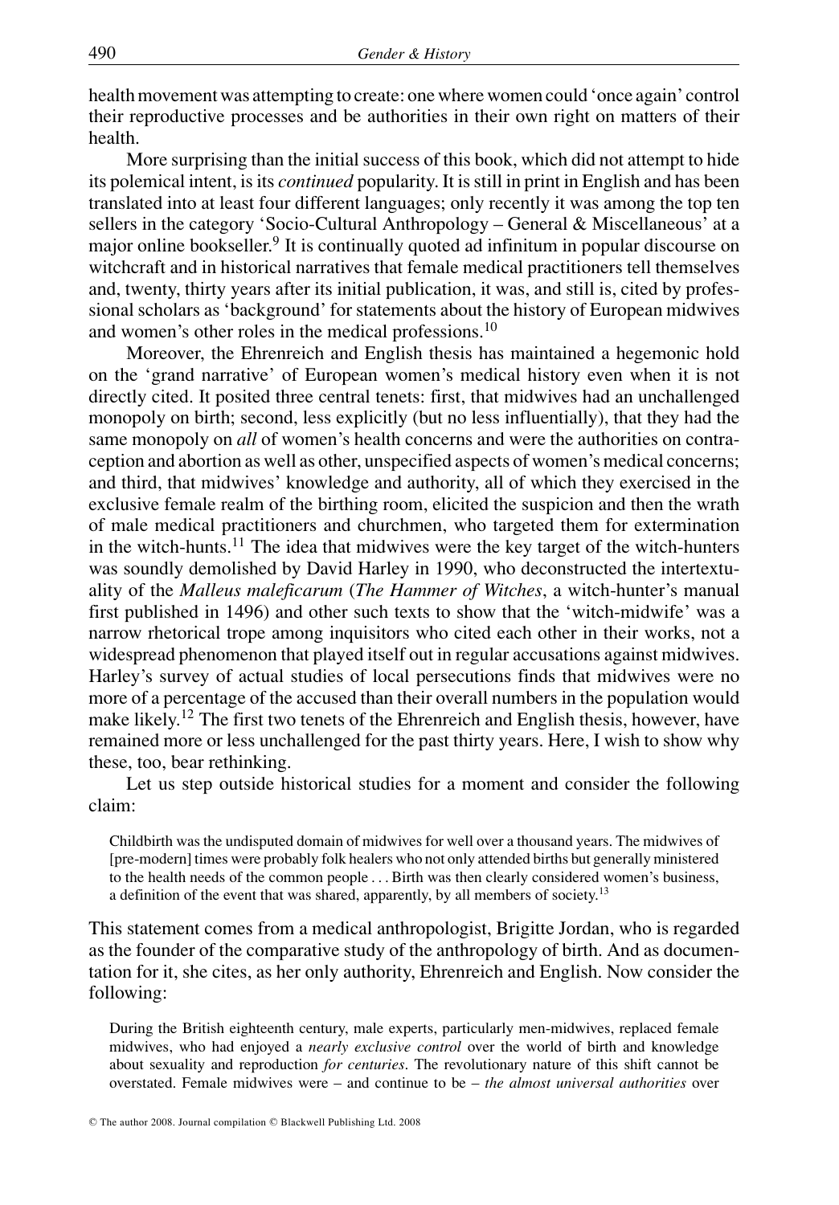health movement was attempting to create: one where women could 'once again' control their reproductive processes and be authorities in their own right on matters of their health.

More surprising than the initial success of this book, which did not attempt to hide its polemical intent, is its *continued* popularity. It is still in print in English and has been translated into at least four different languages; only recently it was among the top ten sellers in the category 'Socio-Cultural Anthropology – General & Miscellaneous' at a major online bookseller.[9] It is continually quoted ad infinitum in popular discourse on witchcraft and in historical narratives that female medical practitioners tell themselves and, twenty, thirty years after its initial publication, it was, and still is, cited by professional scholars as 'background' for statements about the history of European midwives and women's other roles in the medical professions.[10]

Moreover, the Ehrenreich and English thesis has maintained a hegemonic hold on the 'grand narrative' of European women's medical history even when it is not directly cited. It posited three central tenets: first, that midwives had an unchallenged monopoly on birth; second, less explicitly (but no less influentially), that they had the same monopoly on *all* of women's health concerns and were the authorities on contraception and abortion as well as other, unspecified aspects of women's medical concerns; and third, that midwives' knowledge and authority, all of which they exercised in the exclusive female realm of the birthing room, elicited the suspicion and then the wrath of male medical practitioners and churchmen, who targeted them for extermination in the witch-hunts.[11] The idea that midwives were the key target of the witch-hunters was soundly demolished by David Harley in 1990, who deconstructed the intertextuality of the *Malleus maleficarum* (*The Hammer of Witches*, a witch-hunter's manual first published in 1496) and other such texts to show that the 'witch-midwife' was a narrow rhetorical trope among inquisitors who cited each other in their works, not a widespread phenomenon that played itself out in regular accusations against midwives. Harley's survey of actual studies of local persecutions finds that midwives were no more of a percentage of the accused than their overall numbers in the population would make likely.[12] The first two tenets of the Ehrenreich and English thesis, however, have remained more or less unchallenged for the past thirty years. Here, I wish to show why these, too, bear rethinking.

Let us step outside historical studies for a moment and consider the following claim:

> Childbirth was the undisputed domain of midwives for well over a thousand years. The midwives of [pre-modern] times were probably folk healers who not only attended births but generally ministered to the health needs of the common people . . . Birth was then clearly considered women's business, a definition of the event that was shared, apparently, by all members of society.[13]

This statement comes from a medical anthropologist, Brigitte Jordan, who is regarded as the founder of the comparative study of the anthropology of birth. And as documentation for it, she cites, as her only authority, Ehrenreich and English. Now consider the following:

> During the British eighteenth century, male experts, particularly men-midwives, replaced female midwives, who had enjoyed a *nearly exclusive control* over the world of birth and knowledge about sexuality and reproduction *for centuries*. The revolutionary nature of this shift cannot be overstated. Female midwives were – and continue to be – *the almost universal authorities* over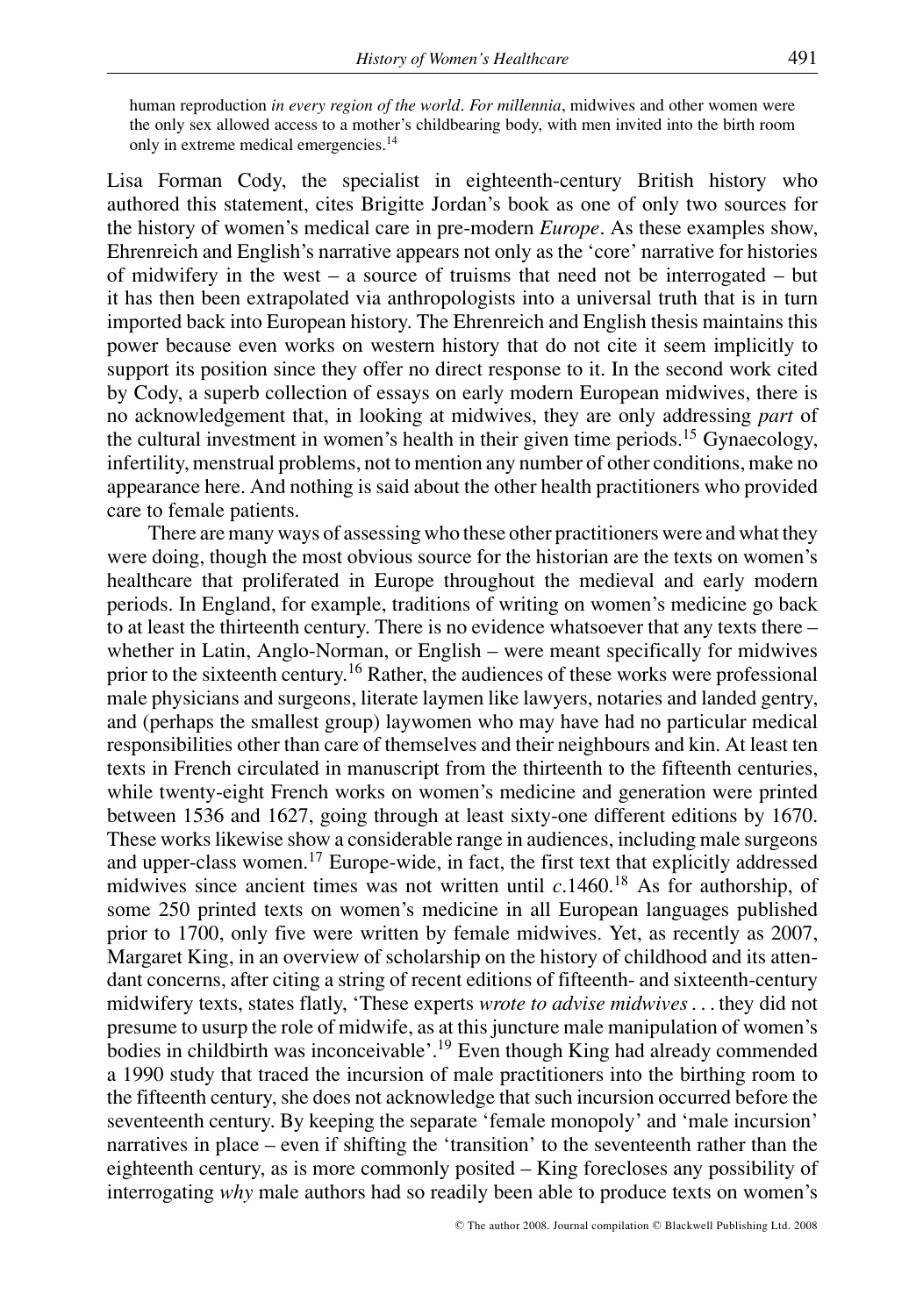human reproduction *in every region of the world*. *For millennia*, midwives and other women were the only sex allowed access to a mother's childbearing body, with men invited into the birth room only in extreme medical emergencies.[14]

Lisa Forman Cody, the specialist in eighteenth-century British history who authored this statement, cites Brigitte Jordan's book as one of only two sources for the history of women's medical care in pre-modern *Europe*. As these examples show, Ehrenreich and English's narrative appears not only as the 'core' narrative for histories of midwifery in the west – a source of truisms that need not be interrogated – but it has then been extrapolated via anthropologists into a universal truth that is in turn imported back into European history. The Ehrenreich and English thesis maintains this power because even works on western history that do not cite it seem implicitly to support its position since they offer no direct response to it. In the second work cited by Cody, a superb collection of essays on early modern European midwives, there is no acknowledgement that, in looking at midwives, they are only addressing *part* of the cultural investment in women's health in their given time periods.[15] Gynaecology, infertility, menstrual problems, not to mention any number of other conditions, make no appearance here. And nothing is said about the other health practitioners who provided care to female patients.

There are many ways of assessing who these other practitioners were and what they were doing, though the most obvious source for the historian are the texts on women's healthcare that proliferated in Europe throughout the medieval and early modern periods. In England, for example, traditions of writing on women's medicine go back to at least the thirteenth century. There is no evidence whatsoever that any texts there – whether in Latin, Anglo-Norman, or English – were meant specifically for midwives prior to the sixteenth century.[16] Rather, the audiences of these works were professional male physicians and surgeons, literate laymen like lawyers, notaries and landed gentry, and (perhaps the smallest group) laywomen who may have had no particular medical responsibilities other than care of themselves and their neighbours and kin. At least ten texts in French circulated in manuscript from the thirteenth to the fifteenth centuries, while twenty-eight French works on women's medicine and generation were printed between 1536 and 1627, going through at least sixty-one different editions by 1670. These works likewise show a considerable range in audiences, including male surgeons and upper-class women.[17] Europe-wide, in fact, the first text that explicitly addressed midwives since ancient times was not written until *c*.1460.[18] As for authorship, of some 250 printed texts on women's medicine in all European languages published prior to 1700, only five were written by female midwives. Yet, as recently as 2007, Margaret King, in an overview of scholarship on the history of childhood and its attendant concerns, after citing a string of recent editions of fifteenth- and sixteenth-century midwifery texts, states flatly, 'These experts *wrote to advise midwives* . . . they did not presume to usurp the role of midwife, as at this juncture male manipulation of women's bodies in childbirth was inconceivable'.[19] Even though King had already commended a 1990 study that traced the incursion of male practitioners into the birthing room to the fifteenth century, she does not acknowledge that such incursion occurred before the seventeenth century. By keeping the separate 'female monopoly' and 'male incursion' narratives in place – even if shifting the 'transition' to the seventeenth rather than the eighteenth century, as is more commonly posited – King forecloses any possibility of interrogating *why* male authors had so readily been able to produce texts on women's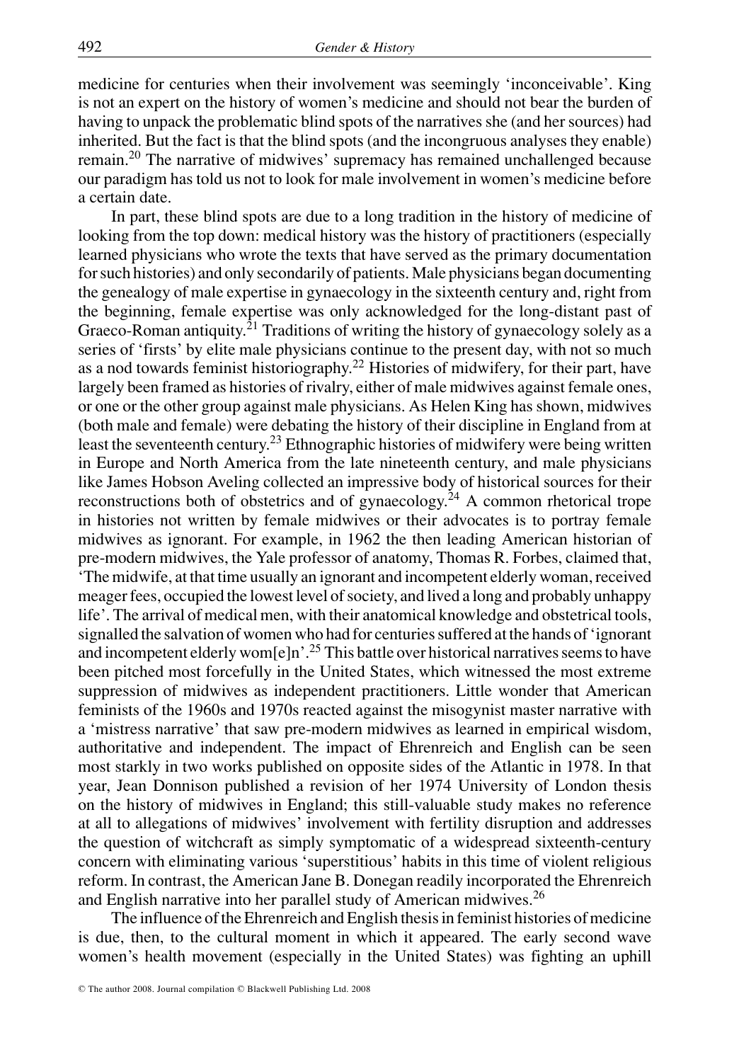medicine for centuries when their involvement was seemingly 'inconceivable'. King is not an expert on the history of women's medicine and should not bear the burden of having to unpack the problematic blind spots of the narratives she (and her sources) had inherited. But the fact is that the blind spots (and the incongruous analyses they enable) remain.[20] The narrative of midwives' supremacy has remained unchallenged because our paradigm has told us not to look for male involvement in women's medicine before a certain date.

In part, these blind spots are due to a long tradition in the history of medicine of looking from the top down: medical history was the history of practitioners (especially learned physicians who wrote the texts that have served as the primary documentation for such histories) and only secondarily of patients. Male physicians began documenting the genealogy of male expertise in gynaecology in the sixteenth century and, right from the beginning, female expertise was only acknowledged for the long-distant past of Graeco-Roman antiquity.[21] Traditions of writing the history of gynaecology solely as a series of 'firsts' by elite male physicians continue to the present day, with not so much as a nod towards feminist historiography.[22] Histories of midwifery, for their part, have largely been framed as histories of rivalry, either of male midwives against female ones, or one or the other group against male physicians. As Helen King has shown, midwives (both male and female) were debating the history of their discipline in England from at least the seventeenth century.[23] Ethnographic histories of midwifery were being written in Europe and North America from the late nineteenth century, and male physicians like James Hobson Aveling collected an impressive body of historical sources for their reconstructions both of obstetrics and of gynaecology.[24] A common rhetorical trope in histories not written by female midwives or their advocates is to portray female midwives as ignorant. For example, in 1962 the then leading American historian of pre-modern midwives, the Yale professor of anatomy, Thomas R. Forbes, claimed that, 'The midwife, at that time usually an ignorant and incompetent elderly woman, received meager fees, occupied the lowest level of society, and lived a long and probably unhappy life'. The arrival of medical men, with their anatomical knowledge and obstetrical tools, signalled the salvation of women who had for centuries suffered at the hands of 'ignorant and incompetent elderly wom[e]n'.[25] This battle over historical narratives seems to have been pitched most forcefully in the United States, which witnessed the most extreme suppression of midwives as independent practitioners. Little wonder that American feminists of the 1960s and 1970s reacted against the misogynist master narrative with a 'mistress narrative' that saw pre-modern midwives as learned in empirical wisdom, authoritative and independent. The impact of Ehrenreich and English can be seen most starkly in two works published on opposite sides of the Atlantic in 1978. In that year, Jean Donnison published a revision of her 1974 University of London thesis on the history of midwives in England; this still-valuable study makes no reference at all to allegations of midwives' involvement with fertility disruption and addresses the question of witchcraft as simply symptomatic of a widespread sixteenth-century concern with eliminating various 'superstitious' habits in this time of violent religious reform. In contrast, the American Jane B. Donegan readily incorporated the Ehrenreich and English narrative into her parallel study of American midwives.[26]

The influence of the Ehrenreich and English thesis in feminist histories of medicine is due, then, to the cultural moment in which it appeared. The early second wave women's health movement (especially in the United States) was fighting an uphill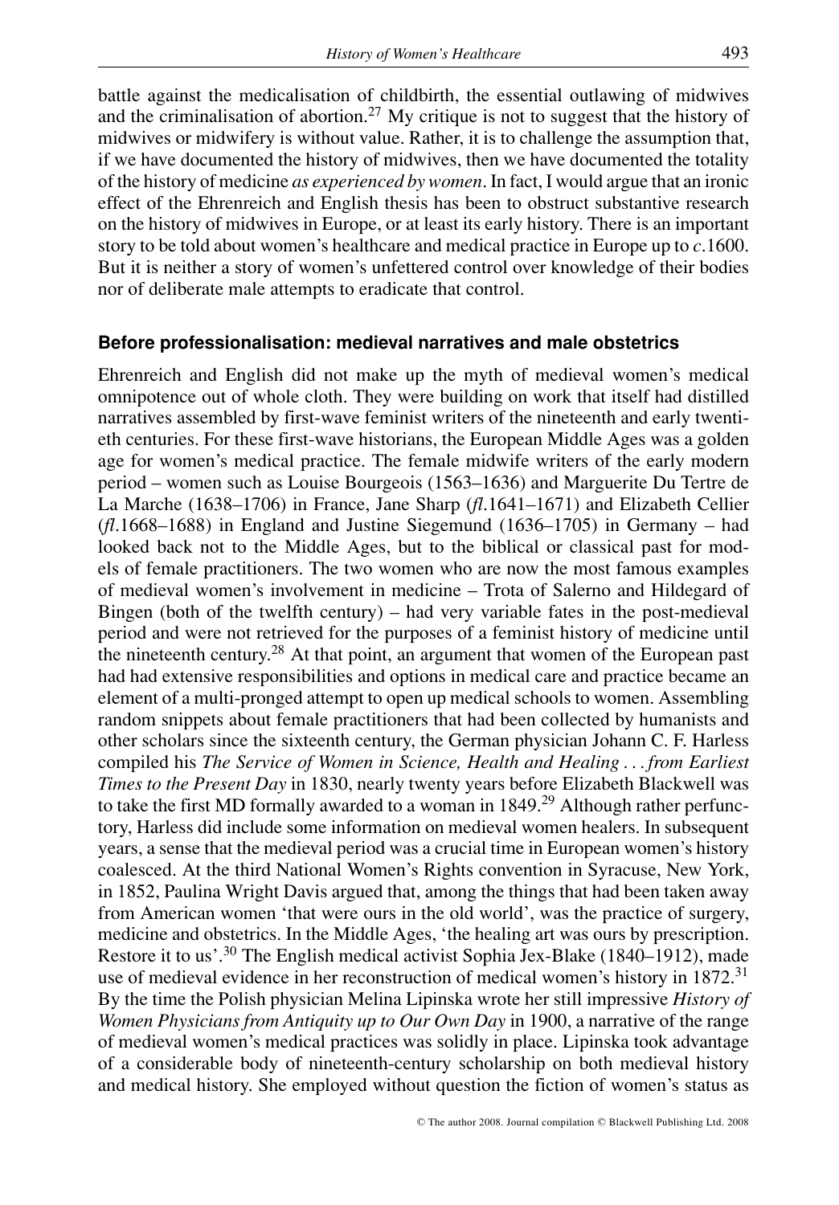battle against the medicalisation of childbirth, the essential outlawing of midwives and the criminalisation of abortion.[27] My critique is not to suggest that the history of midwives or midwifery is without value. Rather, it is to challenge the assumption that, if we have documented the history of midwives, then we have documented the totality of the history of medicine *as experienced by women*. In fact, I would argue that an ironic effect of the Ehrenreich and English thesis has been to obstruct substantive research on the history of midwives in Europe, or at least its early history. There is an important story to be told about women's healthcare and medical practice in Europe up to *c*.1600. But it is neither a story of women's unfettered control over knowledge of their bodies nor of deliberate male attempts to eradicate that control.

## Before professionalisation: medieval narratives and male obstetrics

Ehrenreich and English did not make up the myth of medieval women's medical omnipotence out of whole cloth. They were building on work that itself had distilled narratives assembled by first-wave feminist writers of the nineteenth and early twentieth centuries. For these first-wave historians, the European Middle Ages was a golden age for women's medical practice. The female midwife writers of the early modern period – women such as Louise Bourgeois (1563–1636) and Marguerite Du Tertre de La Marche (1638–1706) in France, Jane Sharp (*fl*.1641–1671) and Elizabeth Cellier (*fl*.1668–1688) in England and Justine Siegemund (1636–1705) in Germany – had looked back not to the Middle Ages, but to the biblical or classical past for models of female practitioners. The two women who are now the most famous examples of medieval women's involvement in medicine – Trota of Salerno and Hildegard of Bingen (both of the twelfth century) – had very variable fates in the post-medieval period and were not retrieved for the purposes of a feminist history of medicine until the nineteenth century.[28] At that point, an argument that women of the European past had had extensive responsibilities and options in medical care and practice became an element of a multi-pronged attempt to open up medical schools to women. Assembling random snippets about female practitioners that had been collected by humanists and other scholars since the sixteenth century, the German physician Johann C. F. Harless compiled his *The Service of Women in Science, Health and Healing . . . from Earliest Times to the Present Day* in 1830, nearly twenty years before Elizabeth Blackwell was to take the first MD formally awarded to a woman in 1849.[29] Although rather perfunctory, Harless did include some information on medieval women healers. In subsequent years, a sense that the medieval period was a crucial time in European women's history coalesced. At the third National Women's Rights convention in Syracuse, New York, in 1852, Paulina Wright Davis argued that, among the things that had been taken away from American women 'that were ours in the old world', was the practice of surgery, medicine and obstetrics. In the Middle Ages, 'the healing art was ours by prescription. Restore it to us'.[30] The English medical activist Sophia Jex-Blake (1840–1912), made use of medieval evidence in her reconstruction of medical women's history in 1872.[31] By the time the Polish physician Melina Lipinska wrote her still impressive *History of Women Physicians from Antiquity up to Our Own Day* in 1900, a narrative of the range of medieval women's medical practices was solidly in place. Lipinska took advantage of a considerable body of nineteenth-century scholarship on both medieval history and medical history. She employed without question the fiction of women's status as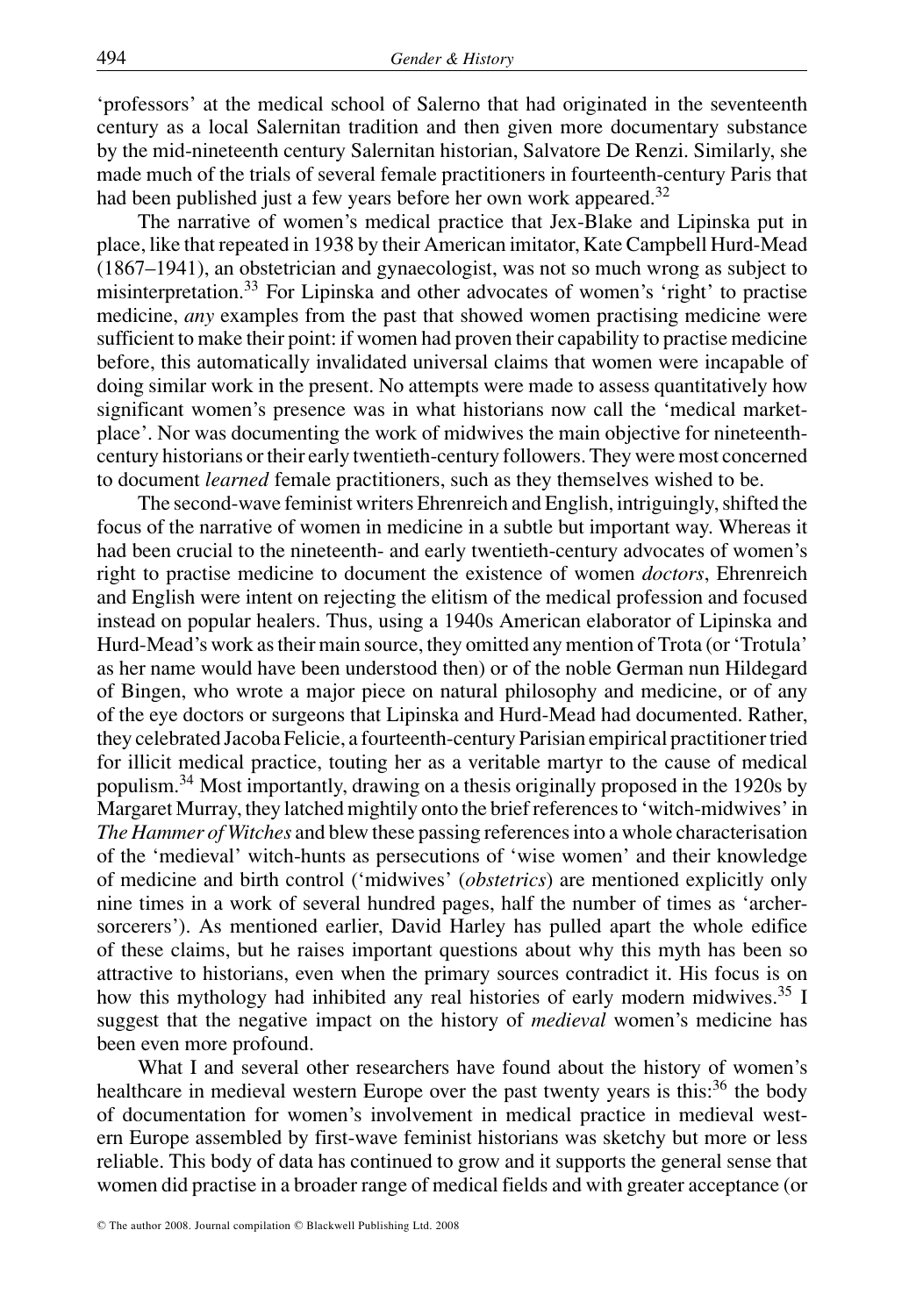'professors' at the medical school of Salerno that had originated in the seventeenth century as a local Salernitan tradition and then given more documentary substance by the mid-nineteenth century Salernitan historian, Salvatore De Renzi. Similarly, she made much of the trials of several female practitioners in fourteenth-century Paris that had been published just a few years before her own work appeared.[32]

The narrative of women's medical practice that Jex-Blake and Lipinska put in place, like that repeated in 1938 by their American imitator, Kate Campbell Hurd-Mead (1867–1941), an obstetrician and gynaecologist, was not so much wrong as subject to misinterpretation.[33] For Lipinska and other advocates of women's 'right' to practise medicine, *any* examples from the past that showed women practising medicine were sufficient to make their point: if women had proven their capability to practise medicine before, this automatically invalidated universal claims that women were incapable of doing similar work in the present. No attempts were made to assess quantitatively how significant women's presence was in what historians now call the 'medical marketplace'. Nor was documenting the work of midwives the main objective for nineteenth-century historians or their early twentieth-century followers. They were most concerned to document *learned* female practitioners, such as they themselves wished to be.

The second-wave feminist writers Ehrenreich and English, intriguingly, shifted the focus of the narrative of women in medicine in a subtle but important way. Whereas it had been crucial to the nineteenth- and early twentieth-century advocates of women's right to practise medicine to document the existence of women *doctors*, Ehrenreich and English were intent on rejecting the elitism of the medical profession and focused instead on popular healers. Thus, using a 1940s American elaborator of Lipinska and Hurd-Mead's work as their main source, they omitted any mention of Trota (or 'Trotula' as her name would have been understood then) or of the noble German nun Hildegard of Bingen, who wrote a major piece on natural philosophy and medicine, or of any of the eye doctors or surgeons that Lipinska and Hurd-Mead had documented. Rather, they celebrated Jacoba Felicie, a fourteenth-century Parisian empirical practitioner tried for illicit medical practice, touting her as a veritable martyr to the cause of medical populism.[34] Most importantly, drawing on a thesis originally proposed in the 1920s by Margaret Murray, they latched mightily onto the brief references to 'witch-midwives' in *The Hammer of Witches* and blew these passing references into a whole characterisation of the 'medieval' witch-hunts as persecutions of 'wise women' and their knowledge of medicine and birth control ('midwives' (*obstetrics*) are mentioned explicitly only nine times in a work of several hundred pages, half the number of times as 'archer-sorcerers'). As mentioned earlier, David Harley has pulled apart the whole edifice of these claims, but he raises important questions about why this myth has been so attractive to historians, even when the primary sources contradict it. His focus is on how this mythology had inhibited any real histories of early modern midwives.[35] I suggest that the negative impact on the history of *medieval* women's medicine has been even more profound.

What I and several other researchers have found about the history of women's healthcare in medieval western Europe over the past twenty years is this:[36] the body of documentation for women's involvement in medical practice in medieval western Europe assembled by first-wave feminist historians was sketchy but more or less reliable. This body of data has continued to grow and it supports the general sense that women did practise in a broader range of medical fields and with greater acceptance (or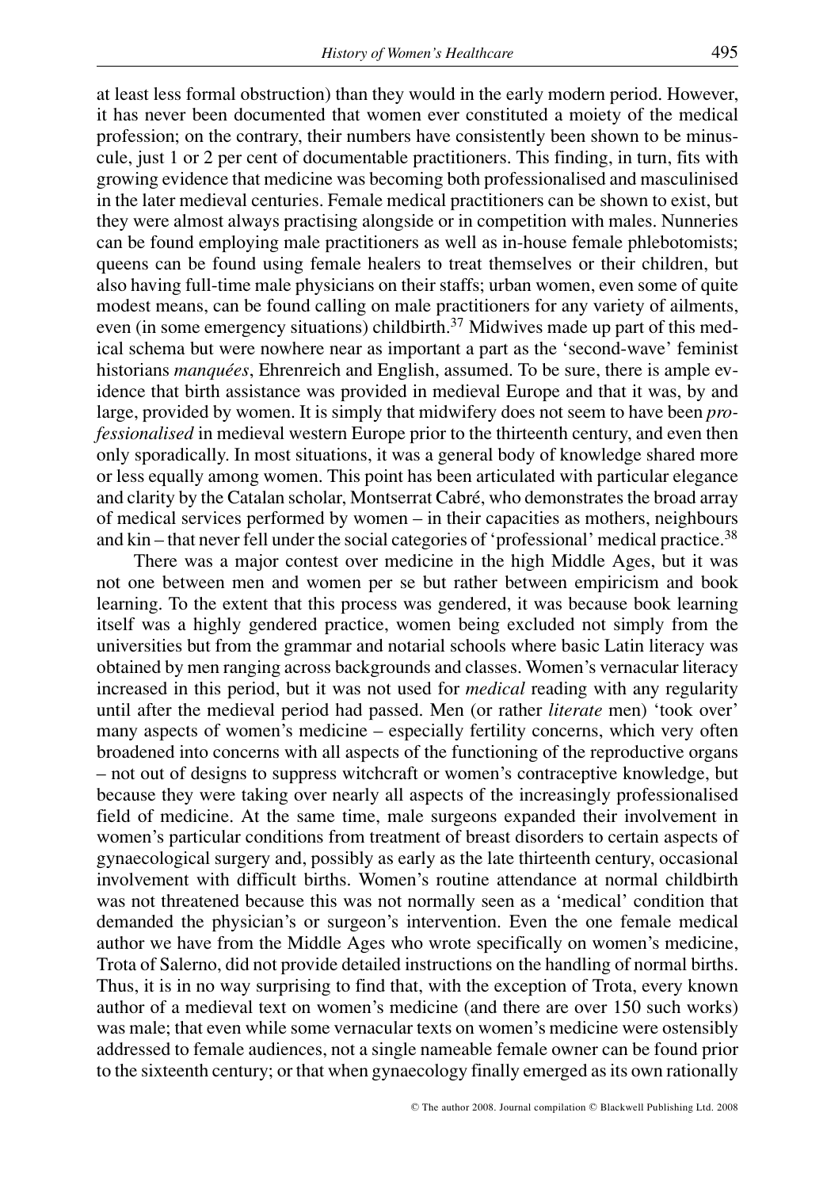at least less formal obstruction) than they would in the early modern period. However, it has never been documented that women ever constituted a moiety of the medical profession; on the contrary, their numbers have consistently been shown to be minuscule, just 1 or 2 per cent of documentable practitioners. This finding, in turn, fits with growing evidence that medicine was becoming both professionalised and masculinised in the later medieval centuries. Female medical practitioners can be shown to exist, but they were almost always practising alongside or in competition with males. Nunneries can be found employing male practitioners as well as in-house female phlebotomists; queens can be found using female healers to treat themselves or their children, but also having full-time male physicians on their staffs; urban women, even some of quite modest means, can be found calling on male practitioners for any variety of ailments, even (in some emergency situations) childbirth.[37] Midwives made up part of this medical schema but were nowhere near as important a part as the 'second-wave' feminist historians *manquées*, Ehrenreich and English, assumed. To be sure, there is ample evidence that birth assistance was provided in medieval Europe and that it was, by and large, provided by women. It is simply that midwifery does not seem to have been *professionalised* in medieval western Europe prior to the thirteenth century, and even then only sporadically. In most situations, it was a general body of knowledge shared more or less equally among women. This point has been articulated with particular elegance and clarity by the Catalan scholar, Montserrat Cabré, who demonstrates the broad array of medical services performed by women – in their capacities as mothers, neighbours and kin – that never fell under the social categories of 'professional' medical practice.[38]

There was a major contest over medicine in the high Middle Ages, but it was not one between men and women per se but rather between empiricism and book learning. To the extent that this process was gendered, it was because book learning itself was a highly gendered practice, women being excluded not simply from the universities but from the grammar and notarial schools where basic Latin literacy was obtained by men ranging across backgrounds and classes. Women's vernacular literacy increased in this period, but it was not used for *medical* reading with any regularity until after the medieval period had passed. Men (or rather *literate* men) 'took over' many aspects of women's medicine – especially fertility concerns, which very often broadened into concerns with all aspects of the functioning of the reproductive organs – not out of designs to suppress witchcraft or women's contraceptive knowledge, but because they were taking over nearly all aspects of the increasingly professionalised field of medicine. At the same time, male surgeons expanded their involvement in women's particular conditions from treatment of breast disorders to certain aspects of gynaecological surgery and, possibly as early as the late thirteenth century, occasional involvement with difficult births. Women's routine attendance at normal childbirth was not threatened because this was not normally seen as a 'medical' condition that demanded the physician's or surgeon's intervention. Even the one female medical author we have from the Middle Ages who wrote specifically on women's medicine, Trota of Salerno, did not provide detailed instructions on the handling of normal births. Thus, it is in no way surprising to find that, with the exception of Trota, every known author of a medieval text on women's medicine (and there are over 150 such works) was male; that even while some vernacular texts on women's medicine were ostensibly addressed to female audiences, not a single nameable female owner can be found prior to the sixteenth century; or that when gynaecology finally emerged as its own rationally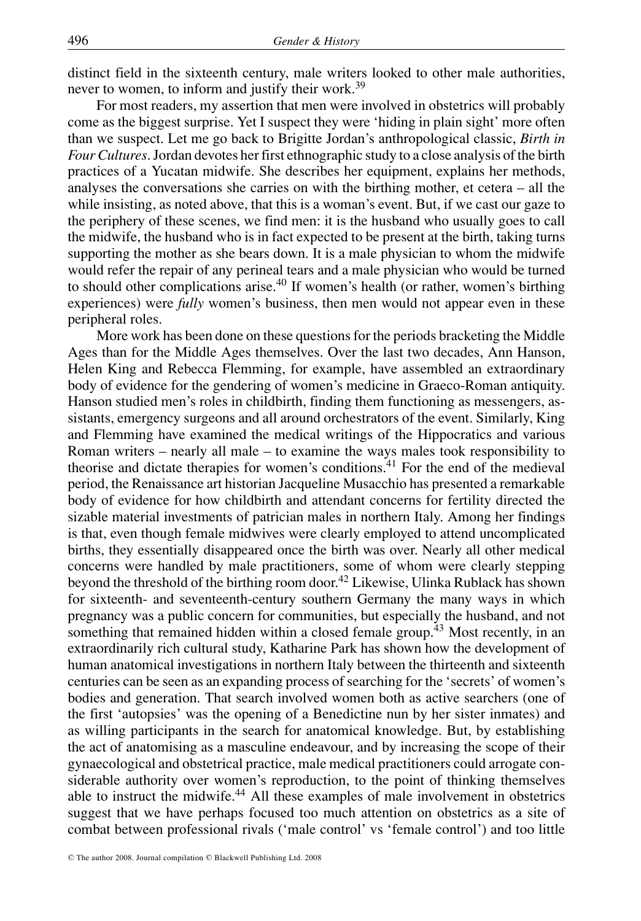distinct field in the sixteenth century, male writers looked to other male authorities, never to women, to inform and justify their work.[39]

For most readers, my assertion that men were involved in obstetrics will probably come as the biggest surprise. Yet I suspect they were 'hiding in plain sight' more often than we suspect. Let me go back to Brigitte Jordan's anthropological classic, *Birth in Four Cultures*. Jordan devotes her first ethnographic study to a close analysis of the birth practices of a Yucatan midwife. She describes her equipment, explains her methods, analyses the conversations she carries on with the birthing mother, et cetera – all the while insisting, as noted above, that this is a woman's event. But, if we cast our gaze to the periphery of these scenes, we find men: it is the husband who usually goes to call the midwife, the husband who is in fact expected to be present at the birth, taking turns supporting the mother as she bears down. It is a male physician to whom the midwife would refer the repair of any perineal tears and a male physician who would be turned to should other complications arise.[40] If women's health (or rather, women's birthing experiences) were *fully* women's business, then men would not appear even in these peripheral roles.

More work has been done on these questions for the periods bracketing the Middle Ages than for the Middle Ages themselves. Over the last two decades, Ann Hanson, Helen King and Rebecca Flemming, for example, have assembled an extraordinary body of evidence for the gendering of women's medicine in Graeco-Roman antiquity. Hanson studied men's roles in childbirth, finding them functioning as messengers, assistants, emergency surgeons and all around orchestrators of the event. Similarly, King and Flemming have examined the medical writings of the Hippocratics and various Roman writers – nearly all male – to examine the ways males took responsibility to theorise and dictate therapies for women's conditions.[41] For the end of the medieval period, the Renaissance art historian Jacqueline Musacchio has presented a remarkable body of evidence for how childbirth and attendant concerns for fertility directed the sizable material investments of patrician males in northern Italy. Among her findings is that, even though female midwives were clearly employed to attend uncomplicated births, they essentially disappeared once the birth was over. Nearly all other medical concerns were handled by male practitioners, some of whom were clearly stepping beyond the threshold of the birthing room door.[42] Likewise, Ulinka Rublack has shown for sixteenth- and seventeenth-century southern Germany the many ways in which pregnancy was a public concern for communities, but especially the husband, and not something that remained hidden within a closed female group.[43] Most recently, in an extraordinarily rich cultural study, Katharine Park has shown how the development of human anatomical investigations in northern Italy between the thirteenth and sixteenth centuries can be seen as an expanding process of searching for the 'secrets' of women's bodies and generation. That search involved women both as active searchers (one of the first 'autopsies' was the opening of a Benedictine nun by her sister inmates) and as willing participants in the search for anatomical knowledge. But, by establishing the act of anatomising as a masculine endeavour, and by increasing the scope of their gynaecological and obstetrical practice, male medical practitioners could arrogate considerable authority over women's reproduction, to the point of thinking themselves able to instruct the midwife.[44] All these examples of male involvement in obstetrics suggest that we have perhaps focused too much attention on obstetrics as a site of combat between professional rivals ('male control' vs 'female control') and too little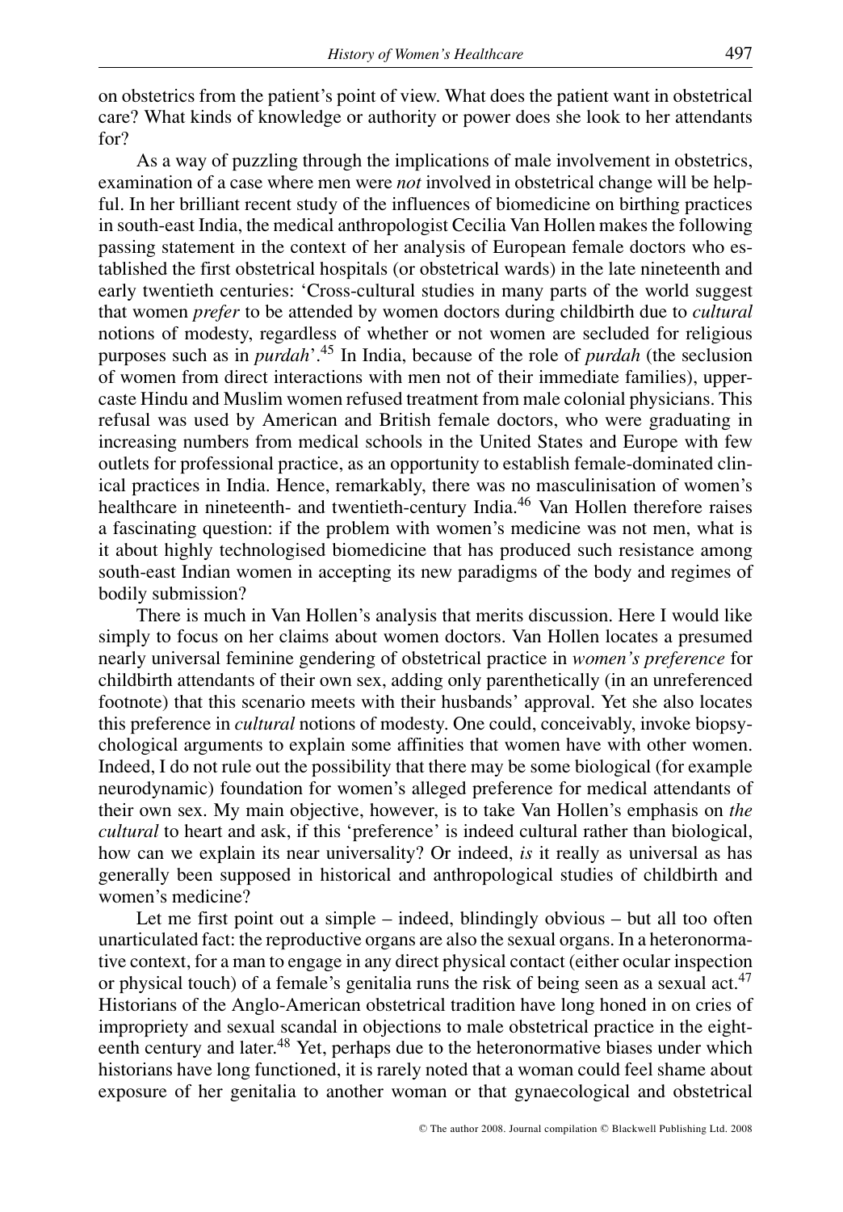on obstetrics from the patient's point of view. What does the patient want in obstetrical care? What kinds of knowledge or authority or power does she look to her attendants for?

As a way of puzzling through the implications of male involvement in obstetrics, examination of a case where men were *not* involved in obstetrical change will be helpful. In her brilliant recent study of the influences of biomedicine on birthing practices in south-east India, the medical anthropologist Cecilia Van Hollen makes the following passing statement in the context of her analysis of European female doctors who established the first obstetrical hospitals (or obstetrical wards) in the late nineteenth and early twentieth centuries: 'Cross-cultural studies in many parts of the world suggest that women *prefer* to be attended by women doctors during childbirth due to *cultural* notions of modesty, regardless of whether or not women are secluded for religious purposes such as in *purdah*'.[45] In India, because of the role of *purdah* (the seclusion of women from direct interactions with men not of their immediate families), upper-caste Hindu and Muslim women refused treatment from male colonial physicians. This refusal was used by American and British female doctors, who were graduating in increasing numbers from medical schools in the United States and Europe with few outlets for professional practice, as an opportunity to establish female-dominated clinical practices in India. Hence, remarkably, there was no masculinisation of women's healthcare in nineteenth- and twentieth-century India.[46] Van Hollen therefore raises a fascinating question: if the problem with women's medicine was not men, what is it about highly technologised biomedicine that has produced such resistance among south-east Indian women in accepting its new paradigms of the body and regimes of bodily submission?

There is much in Van Hollen's analysis that merits discussion. Here I would like simply to focus on her claims about women doctors. Van Hollen locates a presumed nearly universal feminine gendering of obstetrical practice in *women's preference* for childbirth attendants of their own sex, adding only parenthetically (in an unreferenced footnote) that this scenario meets with their husbands' approval. Yet she also locates this preference in *cultural* notions of modesty. One could, conceivably, invoke biopsychological arguments to explain some affinities that women have with other women. Indeed, I do not rule out the possibility that there may be some biological (for example neurodynamic) foundation for women's alleged preference for medical attendants of their own sex. My main objective, however, is to take Van Hollen's emphasis on *the cultural* to heart and ask, if this 'preference' is indeed cultural rather than biological, how can we explain its near universality? Or indeed, *is* it really as universal as has generally been supposed in historical and anthropological studies of childbirth and women's medicine?

Let me first point out a simple – indeed, blindingly obvious – but all too often unarticulated fact: the reproductive organs are also the sexual organs. In a heteronormative context, for a man to engage in any direct physical contact (either ocular inspection or physical touch) of a female's genitalia runs the risk of being seen as a sexual act.[47] Historians of the Anglo-American obstetrical tradition have long honed in on cries of impropriety and sexual scandal in objections to male obstetrical practice in the eighteenth century and later.[48] Yet, perhaps due to the heteronormative biases under which historians have long functioned, it is rarely noted that a woman could feel shame about exposure of her genitalia to another woman or that gynaecological and obstetrical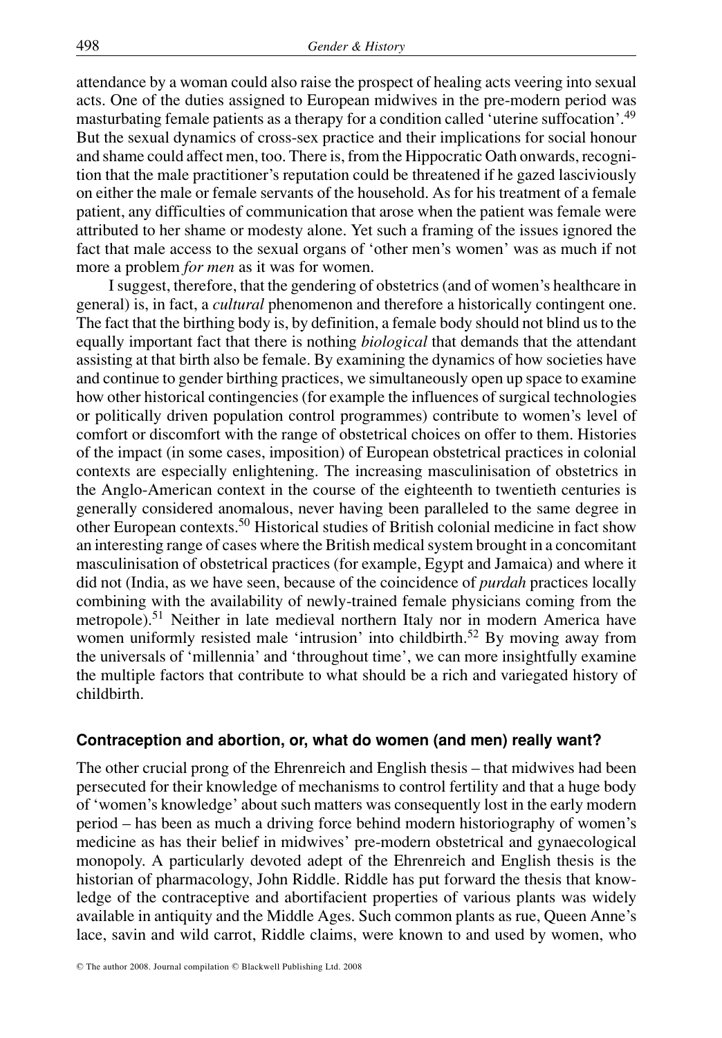attendance by a woman could also raise the prospect of healing acts veering into sexual acts. One of the duties assigned to European midwives in the pre-modern period was masturbating female patients as a therapy for a condition called 'uterine suffocation'.[49] But the sexual dynamics of cross-sex practice and their implications for social honour and shame could affect men, too. There is, from the Hippocratic Oath onwards, recognition that the male practitioner's reputation could be threatened if he gazed lasciviously on either the male or female servants of the household. As for his treatment of a female patient, any difficulties of communication that arose when the patient was female were attributed to her shame or modesty alone. Yet such a framing of the issues ignored the fact that male access to the sexual organs of 'other men's women' was as much if not more a problem *for men* as it was for women.

I suggest, therefore, that the gendering of obstetrics (and of women's healthcare in general) is, in fact, a *cultural* phenomenon and therefore a historically contingent one. The fact that the birthing body is, by definition, a female body should not blind us to the equally important fact that there is nothing *biological* that demands that the attendant assisting at that birth also be female. By examining the dynamics of how societies have and continue to gender birthing practices, we simultaneously open up space to examine how other historical contingencies (for example the influences of surgical technologies or politically driven population control programmes) contribute to women's level of comfort or discomfort with the range of obstetrical choices on offer to them. Histories of the impact (in some cases, imposition) of European obstetrical practices in colonial contexts are especially enlightening. The increasing masculinisation of obstetrics in the Anglo-American context in the course of the eighteenth to twentieth centuries is generally considered anomalous, never having been paralleled to the same degree in other European contexts.[50] Historical studies of British colonial medicine in fact show an interesting range of cases where the British medical system brought in a concomitant masculinisation of obstetrical practices (for example, Egypt and Jamaica) and where it did not (India, as we have seen, because of the coincidence of *purdah* practices locally combining with the availability of newly-trained female physicians coming from the metropole).[51] Neither in late medieval northern Italy nor in modern America have women uniformly resisted male 'intrusion' into childbirth.[52] By moving away from the universals of 'millennia' and 'throughout time', we can more insightfully examine the multiple factors that contribute to what should be a rich and variegated history of childbirth.

## Contraception and abortion, or, what do women (and men) really want?

The other crucial prong of the Ehrenreich and English thesis – that midwives had been persecuted for their knowledge of mechanisms to control fertility and that a huge body of 'women's knowledge' about such matters was consequently lost in the early modern period – has been as much a driving force behind modern historiography of women's medicine as has their belief in midwives' pre-modern obstetrical and gynaecological monopoly. A particularly devoted adept of the Ehrenreich and English thesis is the historian of pharmacology, John Riddle. Riddle has put forward the thesis that knowledge of the contraceptive and abortifacient properties of various plants was widely available in antiquity and the Middle Ages. Such common plants as rue, Queen Anne's lace, savin and wild carrot, Riddle claims, were known to and used by women, who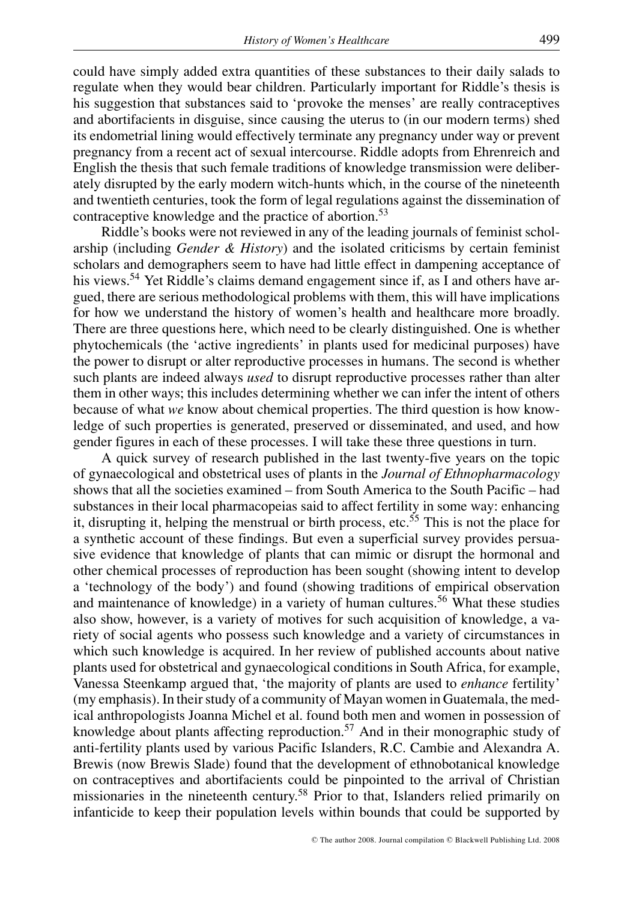could have simply added extra quantities of these substances to their daily salads to regulate when they would bear children. Particularly important for Riddle's thesis is his suggestion that substances said to 'provoke the menses' are really contraceptives and abortifacients in disguise, since causing the uterus to (in our modern terms) shed its endometrial lining would effectively terminate any pregnancy under way or prevent pregnancy from a recent act of sexual intercourse. Riddle adopts from Ehrenreich and English the thesis that such female traditions of knowledge transmission were deliberately disrupted by the early modern witch-hunts which, in the course of the nineteenth and twentieth centuries, took the form of legal regulations against the dissemination of contraceptive knowledge and the practice of abortion.[53]

Riddle's books were not reviewed in any of the leading journals of feminist scholarship (including *Gender & History*) and the isolated criticisms by certain feminist scholars and demographers seem to have had little effect in dampening acceptance of his views.[54] Yet Riddle's claims demand engagement since if, as I and others have argued, there are serious methodological problems with them, this will have implications for how we understand the history of women's health and healthcare more broadly. There are three questions here, which need to be clearly distinguished. One is whether phytochemicals (the 'active ingredients' in plants used for medicinal purposes) have the power to disrupt or alter reproductive processes in humans. The second is whether such plants are indeed always *used* to disrupt reproductive processes rather than alter them in other ways; this includes determining whether we can infer the intent of others because of what *we* know about chemical properties. The third question is how knowledge of such properties is generated, preserved or disseminated, and used, and how gender figures in each of these processes. I will take these three questions in turn.

A quick survey of research published in the last twenty-five years on the topic of gynaecological and obstetrical uses of plants in the *Journal of Ethnopharmacology* shows that all the societies examined – from South America to the South Pacific – had substances in their local pharmacopeias said to affect fertility in some way: enhancing it, disrupting it, helping the menstrual or birth process, etc.[55] This is not the place for a synthetic account of these findings. But even a superficial survey provides persuasive evidence that knowledge of plants that can mimic or disrupt the hormonal and other chemical processes of reproduction has been sought (showing intent to develop a 'technology of the body') and found (showing traditions of empirical observation and maintenance of knowledge) in a variety of human cultures.[56] What these studies also show, however, is a variety of motives for such acquisition of knowledge, a variety of social agents who possess such knowledge and a variety of circumstances in which such knowledge is acquired. In her review of published accounts about native plants used for obstetrical and gynaecological conditions in South Africa, for example, Vanessa Steenkamp argued that, 'the majority of plants are used to *enhance* fertility' (my emphasis). In their study of a community of Mayan women in Guatemala, the medical anthropologists Joanna Michel et al. found both men and women in possession of knowledge about plants affecting reproduction.[57] And in their monographic study of anti-fertility plants used by various Pacific Islanders, R.C. Cambie and Alexandra A. Brewis (now Brewis Slade) found that the development of ethnobotanical knowledge on contraceptives and abortifacients could be pinpointed to the arrival of Christian missionaries in the nineteenth century.[58] Prior to that, Islanders relied primarily on infanticide to keep their population levels within bounds that could be supported by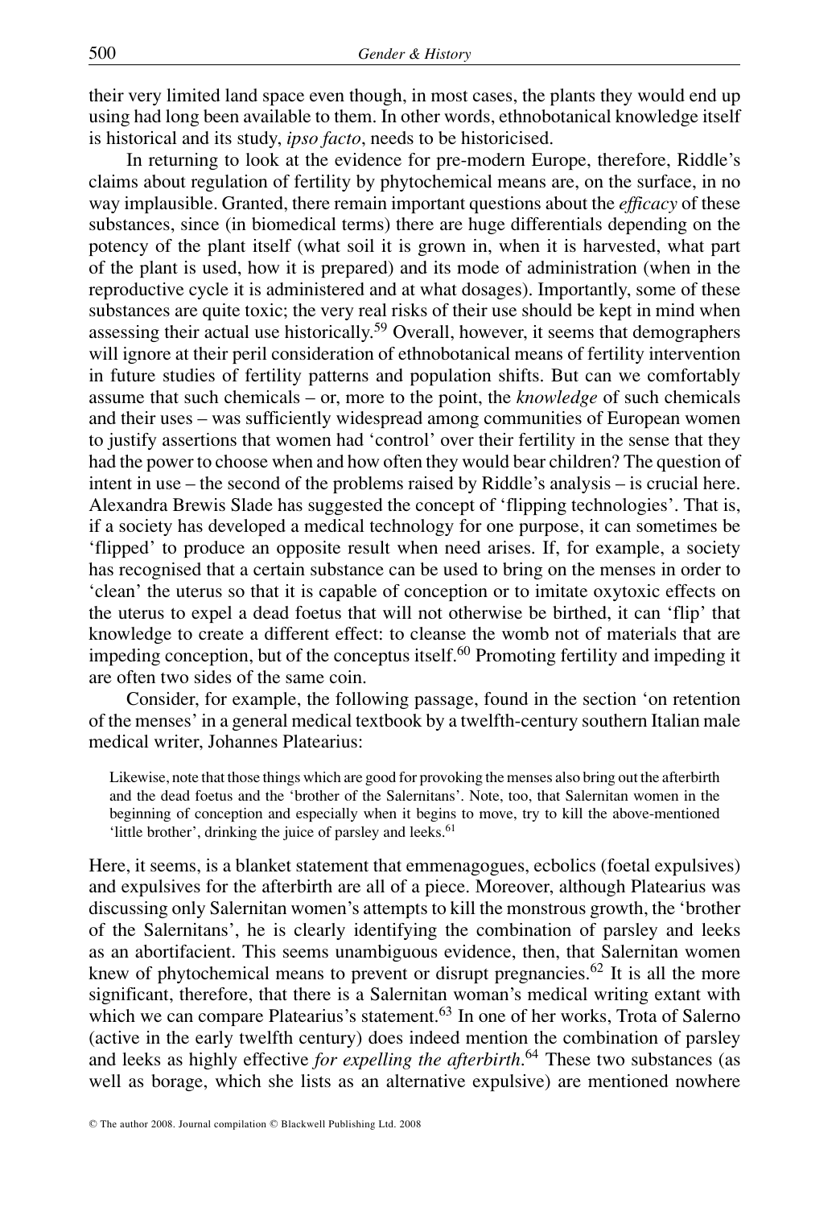their very limited land space even though, in most cases, the plants they would end up using had long been available to them. In other words, ethnobotanical knowledge itself is historical and its study, *ipso facto*, needs to be historicised.

In returning to look at the evidence for pre-modern Europe, therefore, Riddle's claims about regulation of fertility by phytochemical means are, on the surface, in no way implausible. Granted, there remain important questions about the *efficacy* of these substances, since (in biomedical terms) there are huge differentials depending on the potency of the plant itself (what soil it is grown in, when it is harvested, what part of the plant is used, how it is prepared) and its mode of administration (when in the reproductive cycle it is administered and at what dosages). Importantly, some of these substances are quite toxic; the very real risks of their use should be kept in mind when assessing their actual use historically.[59] Overall, however, it seems that demographers will ignore at their peril consideration of ethnobotanical means of fertility intervention in future studies of fertility patterns and population shifts. But can we comfortably assume that such chemicals – or, more to the point, the *knowledge* of such chemicals and their uses – was sufficiently widespread among communities of European women to justify assertions that women had 'control' over their fertility in the sense that they had the power to choose when and how often they would bear children? The question of intent in use – the second of the problems raised by Riddle's analysis – is crucial here. Alexandra Brewis Slade has suggested the concept of 'flipping technologies'. That is, if a society has developed a medical technology for one purpose, it can sometimes be 'flipped' to produce an opposite result when need arises. If, for example, a society has recognised that a certain substance can be used to bring on the menses in order to 'clean' the uterus so that it is capable of conception or to imitate oxytoxic effects on the uterus to expel a dead foetus that will not otherwise be birthed, it can 'flip' that knowledge to create a different effect: to cleanse the womb not of materials that are impeding conception, but of the conceptus itself.[60] Promoting fertility and impeding it are often two sides of the same coin.

Consider, for example, the following passage, found in the section 'on retention of the menses' in a general medical textbook by a twelfth-century southern Italian male medical writer, Johannes Platearius:

> Likewise, note that those things which are good for provoking the menses also bring out the afterbirth and the dead foetus and the 'brother of the Salernitans'. Note, too, that Salernitan women in the beginning of conception and especially when it begins to move, try to kill the above-mentioned 'little brother', drinking the juice of parsley and leeks.[61]

Here, it seems, is a blanket statement that emmenagogues, ecbolics (foetal expulsives) and expulsives for the afterbirth are all of a piece. Moreover, although Platearius was discussing only Salernitan women's attempts to kill the monstrous growth, the 'brother of the Salernitans', he is clearly identifying the combination of parsley and leeks as an abortifacient. This seems unambiguous evidence, then, that Salernitan women knew of phytochemical means to prevent or disrupt pregnancies.[62] It is all the more significant, therefore, that there is a Salernitan woman's medical writing extant with which we can compare Platearius's statement.[63] In one of her works, Trota of Salerno (active in the early twelfth century) does indeed mention the combination of parsley and leeks as highly effective *for expelling the afterbirth*.[64] These two substances (as well as borage, which she lists as an alternative expulsive) are mentioned nowhere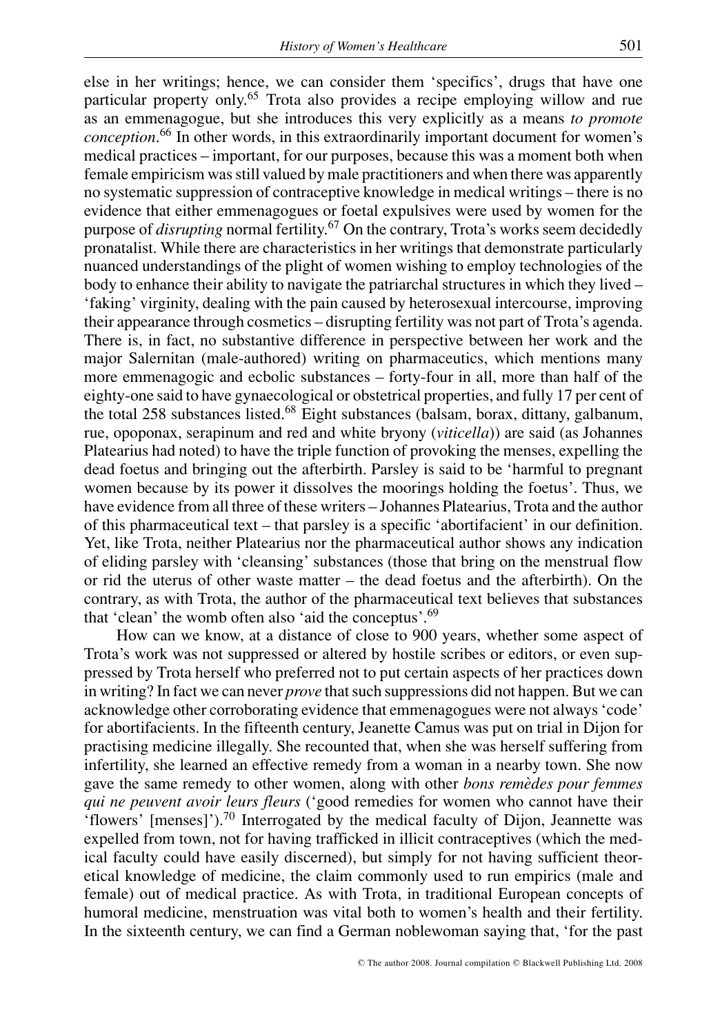else in her writings; hence, we can consider them 'specifics', drugs that have one particular property only.[65] Trota also provides a recipe employing willow and rue as an emmenagogue, but she introduces this very explicitly as a means *to promote conception*.[66] In other words, in this extraordinarily important document for women's medical practices – important, for our purposes, because this was a moment both when female empiricism was still valued by male practitioners and when there was apparently no systematic suppression of contraceptive knowledge in medical writings – there is no evidence that either emmenagogues or foetal expulsives were used by women for the purpose of *disrupting* normal fertility.[67] On the contrary, Trota's works seem decidedly pronatalist. While there are characteristics in her writings that demonstrate particularly nuanced understandings of the plight of women wishing to employ technologies of the body to enhance their ability to navigate the patriarchal structures in which they lived – 'faking' virginity, dealing with the pain caused by heterosexual intercourse, improving their appearance through cosmetics – disrupting fertility was not part of Trota's agenda. There is, in fact, no substantive difference in perspective between her work and the major Salernitan (male-authored) writing on pharmaceutics, which mentions many more emmenagogic and ecbolic substances – forty-four in all, more than half of the eighty-one said to have gynaecological or obstetrical properties, and fully 17 per cent of the total 258 substances listed.[68] Eight substances (balsam, borax, dittany, galbanum, rue, opoponax, serapinum and red and white bryony (*viticella*)) are said (as Johannes Platearius had noted) to have the triple function of provoking the menses, expelling the dead foetus and bringing out the afterbirth. Parsley is said to be 'harmful to pregnant women because by its power it dissolves the moorings holding the foetus'. Thus, we have evidence from all three of these writers – Johannes Platearius, Trota and the author of this pharmaceutical text – that parsley is a specific 'abortifacient' in our definition. Yet, like Trota, neither Platearius nor the pharmaceutical author shows any indication of eliding parsley with 'cleansing' substances (those that bring on the menstrual flow or rid the uterus of other waste matter – the dead foetus and the afterbirth). On the contrary, as with Trota, the author of the pharmaceutical text believes that substances that 'clean' the womb often also 'aid the conceptus'.[69]

How can we know, at a distance of close to 900 years, whether some aspect of Trota's work was not suppressed or altered by hostile scribes or editors, or even suppressed by Trota herself who preferred not to put certain aspects of her practices down in writing? In fact we can never *prove* that such suppressions did not happen. But we can acknowledge other corroborating evidence that emmenagogues were not always 'code' for abortifacients. In the fifteenth century, Jeanette Camus was put on trial in Dijon for practising medicine illegally. She recounted that, when she was herself suffering from infertility, she learned an effective remedy from a woman in a nearby town. She now gave the same remedy to other women, along with other *bons remèdes pour femmes qui ne peuvent avoir leurs fleurs* ('good remedies for women who cannot have their 'flowers' [menses]').[70] Interrogated by the medical faculty of Dijon, Jeannette was expelled from town, not for having trafficked in illicit contraceptives (which the medical faculty could have easily discerned), but simply for not having sufficient theoretical knowledge of medicine, the claim commonly used to run empirics (male and female) out of medical practice. As with Trota, in traditional European concepts of humoral medicine, menstruation was vital both to women's health and their fertility. In the sixteenth century, we can find a German noblewoman saying that, 'for the past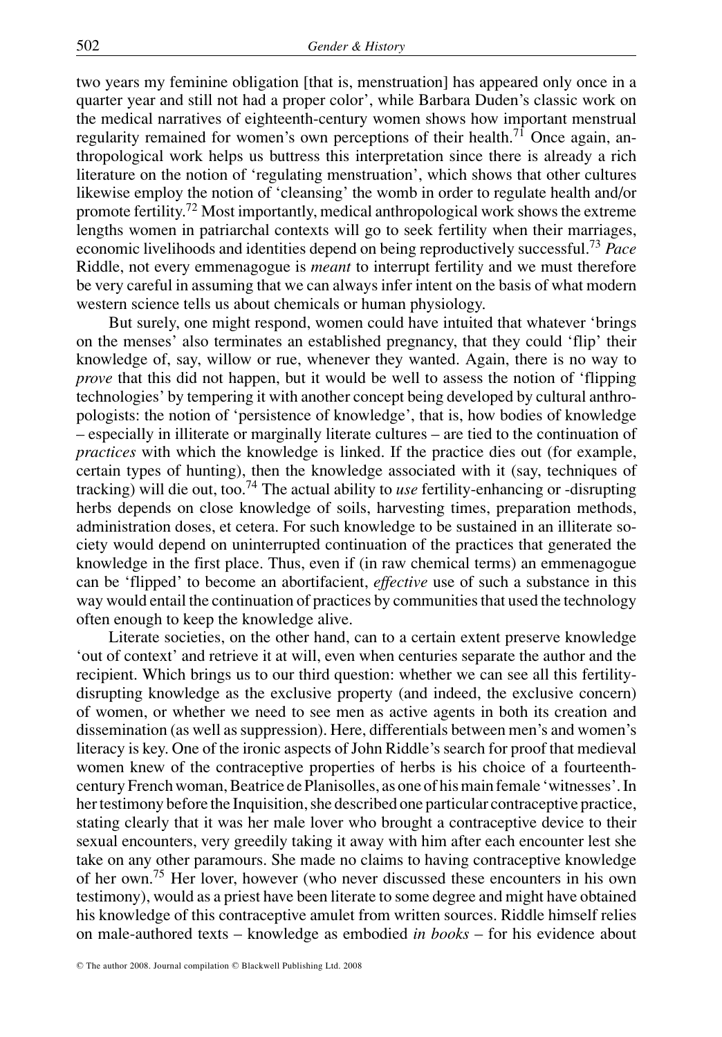two years my feminine obligation [that is, menstruation] has appeared only once in a quarter year and still not had a proper color', while Barbara Duden's classic work on the medical narratives of eighteenth-century women shows how important menstrual regularity remained for women's own perceptions of their health.[71] Once again, anthropological work helps us buttress this interpretation since there is already a rich literature on the notion of 'regulating menstruation', which shows that other cultures likewise employ the notion of 'cleansing' the womb in order to regulate health and/or promote fertility.[72] Most importantly, medical anthropological work shows the extreme lengths women in patriarchal contexts will go to seek fertility when their marriages, economic livelihoods and identities depend on being reproductively successful.[73] *Pace* Riddle, not every emmenagogue is *meant* to interrupt fertility and we must therefore be very careful in assuming that we can always infer intent on the basis of what modern western science tells us about chemicals or human physiology.

But surely, one might respond, women could have intuited that whatever 'brings on the menses' also terminates an established pregnancy, that they could 'flip' their knowledge of, say, willow or rue, whenever they wanted. Again, there is no way to *prove* that this did not happen, but it would be well to assess the notion of 'flipping technologies' by tempering it with another concept being developed by cultural anthropologists: the notion of 'persistence of knowledge', that is, how bodies of knowledge – especially in illiterate or marginally literate cultures – are tied to the continuation of *practices* with which the knowledge is linked. If the practice dies out (for example, certain types of hunting), then the knowledge associated with it (say, techniques of tracking) will die out, too.[74] The actual ability to *use* fertility-enhancing or -disrupting herbs depends on close knowledge of soils, harvesting times, preparation methods, administration doses, et cetera. For such knowledge to be sustained in an illiterate society would depend on uninterrupted continuation of the practices that generated the knowledge in the first place. Thus, even if (in raw chemical terms) an emmenagogue can be 'flipped' to become an abortifacient, *effective* use of such a substance in this way would entail the continuation of practices by communities that used the technology often enough to keep the knowledge alive.

Literate societies, on the other hand, can to a certain extent preserve knowledge 'out of context' and retrieve it at will, even when centuries separate the author and the recipient. Which brings us to our third question: whether we can see all this fertility-disrupting knowledge as the exclusive property (and indeed, the exclusive concern) of women, or whether we need to see men as active agents in both its creation and dissemination (as well as suppression). Here, differentials between men's and women's literacy is key. One of the ironic aspects of John Riddle's search for proof that medieval women knew of the contraceptive properties of herbs is his choice of a fourteenth-century French woman, Beatrice de Planisolles, as one of his main female 'witnesses'. In her testimony before the Inquisition, she described one particular contraceptive practice, stating clearly that it was her male lover who brought a contraceptive device to their sexual encounters, very greedily taking it away with him after each encounter lest she take on any other paramours. She made no claims to having contraceptive knowledge of her own.[75] Her lover, however (who never discussed these encounters in his own testimony), would as a priest have been literate to some degree and might have obtained his knowledge of this contraceptive amulet from written sources. Riddle himself relies on male-authored texts – knowledge as embodied *in books* – for his evidence about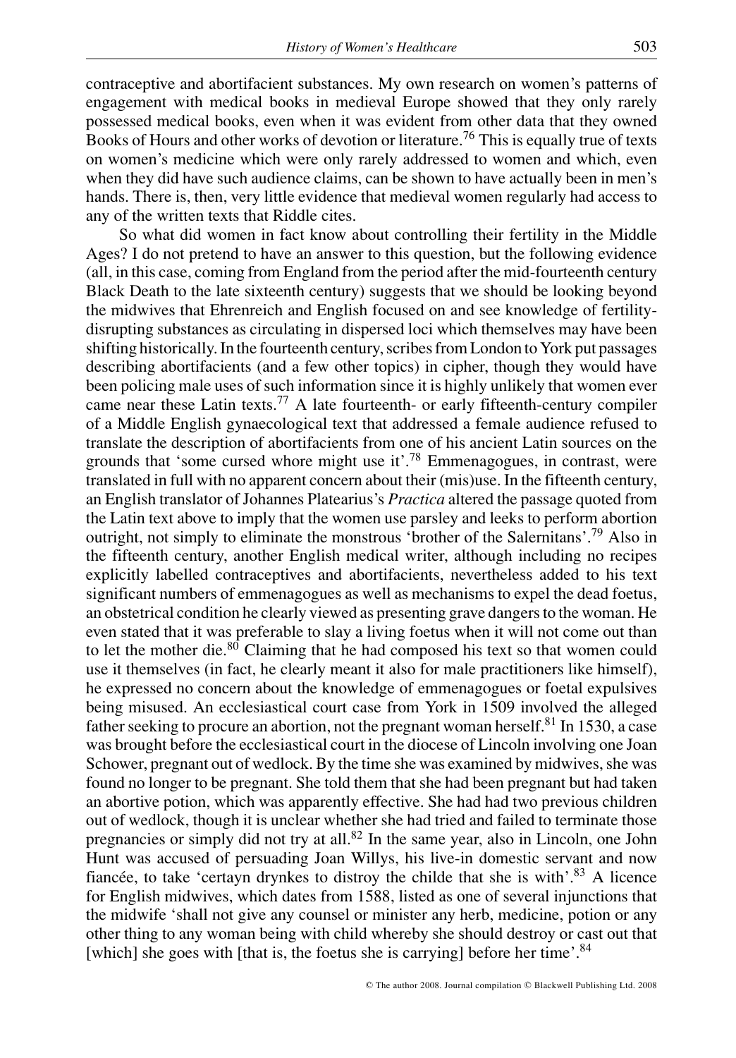contraceptive and abortifacient substances. My own research on women's patterns of engagement with medical books in medieval Europe showed that they only rarely possessed medical books, even when it was evident from other data that they owned Books of Hours and other works of devotion or literature.[76] This is equally true of texts on women's medicine which were only rarely addressed to women and which, even when they did have such audience claims, can be shown to have actually been in men's hands. There is, then, very little evidence that medieval women regularly had access to any of the written texts that Riddle cites.

So what did women in fact know about controlling their fertility in the Middle Ages? I do not pretend to have an answer to this question, but the following evidence (all, in this case, coming from England from the period after the mid-fourteenth century Black Death to the late sixteenth century) suggests that we should be looking beyond the midwives that Ehrenreich and English focused on and see knowledge of fertility-disrupting substances as circulating in dispersed loci which themselves may have been shifting historically. In the fourteenth century, scribes from London to York put passages describing abortifacients (and a few other topics) in cipher, though they would have been policing male uses of such information since it is highly unlikely that women ever came near these Latin texts.[77] A late fourteenth- or early fifteenth-century compiler of a Middle English gynaecological text that addressed a female audience refused to translate the description of abortifacients from one of his ancient Latin sources on the grounds that 'some cursed whore might use it'.[78] Emmenagogues, in contrast, were translated in full with no apparent concern about their (mis)use. In the fifteenth century, an English translator of Johannes Platearius's *Practica* altered the passage quoted from the Latin text above to imply that the women use parsley and leeks to perform abortion outright, not simply to eliminate the monstrous 'brother of the Salernitans'.[79] Also in the fifteenth century, another English medical writer, although including no recipes explicitly labelled contraceptives and abortifacients, nevertheless added to his text significant numbers of emmenagogues as well as mechanisms to expel the dead foetus, an obstetrical condition he clearly viewed as presenting grave dangers to the woman. He even stated that it was preferable to slay a living foetus when it will not come out than to let the mother die.[80] Claiming that he had composed his text so that women could use it themselves (in fact, he clearly meant it also for male practitioners like himself), he expressed no concern about the knowledge of emmenagogues or foetal expulsives being misused. An ecclesiastical court case from York in 1509 involved the alleged father seeking to procure an abortion, not the pregnant woman herself.[81] In 1530, a case was brought before the ecclesiastical court in the diocese of Lincoln involving one Joan Schower, pregnant out of wedlock. By the time she was examined by midwives, she was found no longer to be pregnant. She told them that she had been pregnant but had taken an abortive potion, which was apparently effective. She had had two previous children out of wedlock, though it is unclear whether she had tried and failed to terminate those pregnancies or simply did not try at all.[82] In the same year, also in Lincoln, one John Hunt was accused of persuading Joan Willys, his live-in domestic servant and now fiancée, to take 'certayn drynkes to distroy the childe that she is with'.[83] A licence for English midwives, which dates from 1588, listed as one of several injunctions that the midwife 'shall not give any counsel or minister any herb, medicine, potion or any other thing to any woman being with child whereby she should destroy or cast out that [which] she goes with [that is, the foetus she is carrying] before her time'.[84]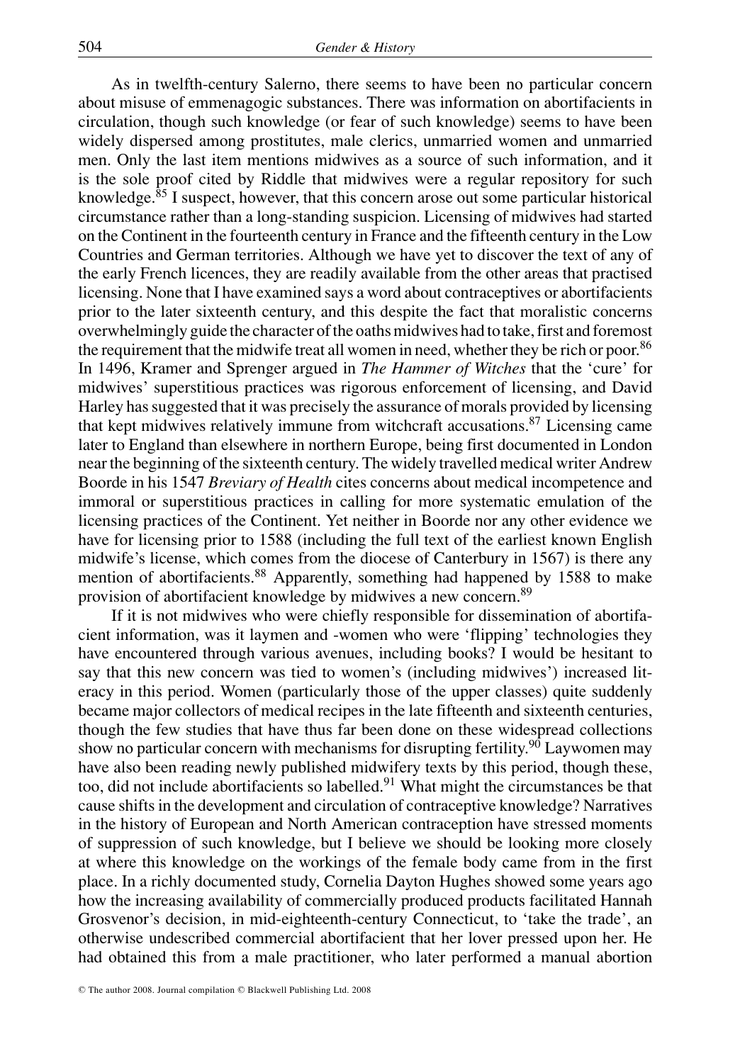As in twelfth-century Salerno, there seems to have been no particular concern about misuse of emmenagogic substances. There was information on abortifacients in circulation, though such knowledge (or fear of such knowledge) seems to have been widely dispersed among prostitutes, male clerics, unmarried women and unmarried men. Only the last item mentions midwives as a source of such information, and it is the sole proof cited by Riddle that midwives were a regular repository for such knowledge.[85] I suspect, however, that this concern arose out some particular historical circumstance rather than a long-standing suspicion. Licensing of midwives had started on the Continent in the fourteenth century in France and the fifteenth century in the Low Countries and German territories. Although we have yet to discover the text of any of the early French licences, they are readily available from the other areas that practised licensing. None that I have examined says a word about contraceptives or abortifacients prior to the later sixteenth century, and this despite the fact that moralistic concerns overwhelmingly guide the character of the oaths midwives had to take, first and foremost the requirement that the midwife treat all women in need, whether they be rich or poor.[86] In 1496, Kramer and Sprenger argued in *The Hammer of Witches* that the 'cure' for midwives' superstitious practices was rigorous enforcement of licensing, and David Harley has suggested that it was precisely the assurance of morals provided by licensing that kept midwives relatively immune from witchcraft accusations.[87] Licensing came later to England than elsewhere in northern Europe, being first documented in London near the beginning of the sixteenth century. The widely travelled medical writer Andrew Boorde in his 1547 *Breviary of Health* cites concerns about medical incompetence and immoral or superstitious practices in calling for more systematic emulation of the licensing practices of the Continent. Yet neither in Boorde nor any other evidence we have for licensing prior to 1588 (including the full text of the earliest known English midwife's license, which comes from the diocese of Canterbury in 1567) is there any mention of abortifacients.[88] Apparently, something had happened by 1588 to make provision of abortifacient knowledge by midwives a new concern.[89]

If it is not midwives who were chiefly responsible for dissemination of abortifacient information, was it laymen and -women who were 'flipping' technologies they have encountered through various avenues, including books? I would be hesitant to say that this new concern was tied to women's (including midwives') increased literacy in this period. Women (particularly those of the upper classes) quite suddenly became major collectors of medical recipes in the late fifteenth and sixteenth centuries, though the few studies that have thus far been done on these widespread collections show no particular concern with mechanisms for disrupting fertility.[90] Laywomen may have also been reading newly published midwifery texts by this period, though these, too, did not include abortifacients so labelled.[91] What might the circumstances be that cause shifts in the development and circulation of contraceptive knowledge? Narratives in the history of European and North American contraception have stressed moments of suppression of such knowledge, but I believe we should be looking more closely at where this knowledge on the workings of the female body came from in the first place. In a richly documented study, Cornelia Dayton Hughes showed some years ago how the increasing availability of commercially produced products facilitated Hannah Grosvenor's decision, in mid-eighteenth-century Connecticut, to 'take the trade', an otherwise undescribed commercial abortifacient that her lover pressed upon her. He had obtained this from a male practitioner, who later performed a manual abortion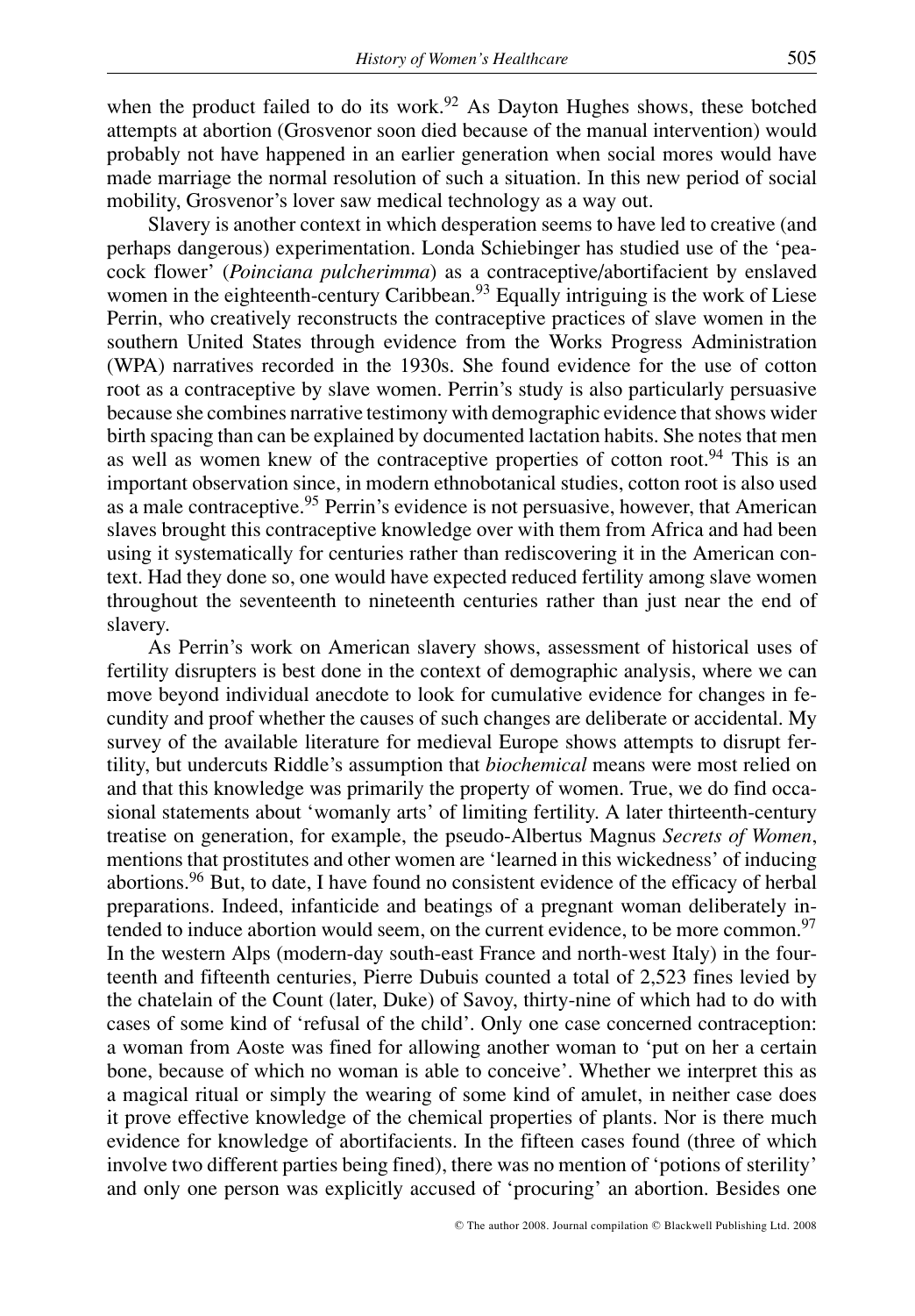when the product failed to do its work.[92] As Dayton Hughes shows, these botched attempts at abortion (Grosvenor soon died because of the manual intervention) would probably not have happened in an earlier generation when social mores would have made marriage the normal resolution of such a situation. In this new period of social mobility, Grosvenor's lover saw medical technology as a way out.

Slavery is another context in which desperation seems to have led to creative (and perhaps dangerous) experimentation. Londa Schiebinger has studied use of the 'peacock flower' (*Poinciana pulcherimma*) as a contraceptive/abortifacient by enslaved women in the eighteenth-century Caribbean.[93] Equally intriguing is the work of Liese Perrin, who creatively reconstructs the contraceptive practices of slave women in the southern United States through evidence from the Works Progress Administration (WPA) narratives recorded in the 1930s. She found evidence for the use of cotton root as a contraceptive by slave women. Perrin's study is also particularly persuasive because she combines narrative testimony with demographic evidence that shows wider birth spacing than can be explained by documented lactation habits. She notes that men as well as women knew of the contraceptive properties of cotton root.[94] This is an important observation since, in modern ethnobotanical studies, cotton root is also used as a male contraceptive.[95] Perrin's evidence is not persuasive, however, that American slaves brought this contraceptive knowledge over with them from Africa and had been using it systematically for centuries rather than rediscovering it in the American context. Had they done so, one would have expected reduced fertility among slave women throughout the seventeenth to nineteenth centuries rather than just near the end of slavery.

As Perrin's work on American slavery shows, assessment of historical uses of fertility disrupters is best done in the context of demographic analysis, where we can move beyond individual anecdote to look for cumulative evidence for changes in fecundity and proof whether the causes of such changes are deliberate or accidental. My survey of the available literature for medieval Europe shows attempts to disrupt fertility, but undercuts Riddle's assumption that *biochemical* means were most relied on and that this knowledge was primarily the property of women. True, we do find occasional statements about 'womanly arts' of limiting fertility. A later thirteenth-century treatise on generation, for example, the pseudo-Albertus Magnus *Secrets of Women*, mentions that prostitutes and other women are 'learned in this wickedness' of inducing abortions.[96] But, to date, I have found no consistent evidence of the efficacy of herbal preparations. Indeed, infanticide and beatings of a pregnant woman deliberately intended to induce abortion would seem, on the current evidence, to be more common.[97] In the western Alps (modern-day south-east France and north-west Italy) in the fourteenth and fifteenth centuries, Pierre Dubuis counted a total of 2,523 fines levied by the chatelain of the Count (later, Duke) of Savoy, thirty-nine of which had to do with cases of some kind of 'refusal of the child'. Only one case concerned contraception: a woman from Aoste was fined for allowing another woman to 'put on her a certain bone, because of which no woman is able to conceive'. Whether we interpret this as a magical ritual or simply the wearing of some kind of amulet, in neither case does it prove effective knowledge of the chemical properties of plants. Nor is there much evidence for knowledge of abortifacients. In the fifteen cases found (three of which involve two different parties being fined), there was no mention of 'potions of sterility' and only one person was explicitly accused of 'procuring' an abortion. Besides one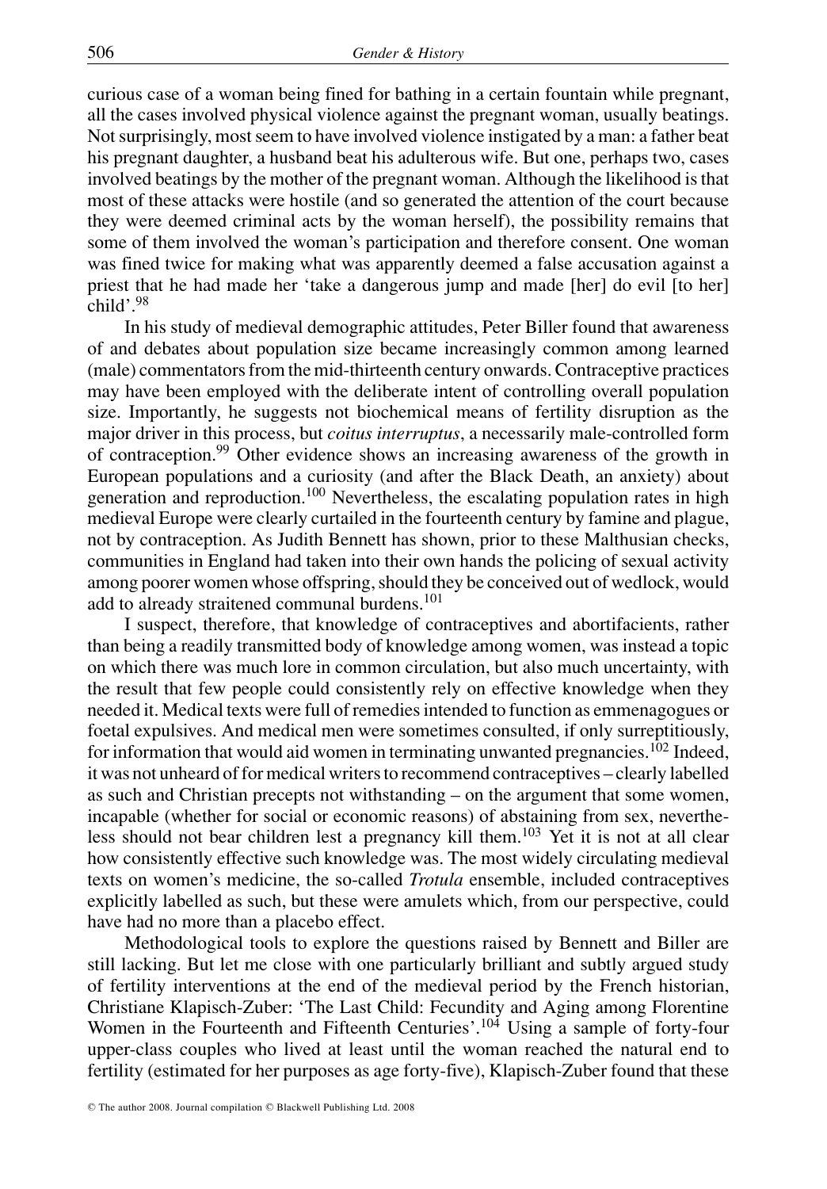curious case of a woman being fined for bathing in a certain fountain while pregnant, all the cases involved physical violence against the pregnant woman, usually beatings. Not surprisingly, most seem to have involved violence instigated by a man: a father beat his pregnant daughter, a husband beat his adulterous wife. But one, perhaps two, cases involved beatings by the mother of the pregnant woman. Although the likelihood is that most of these attacks were hostile (and so generated the attention of the court because they were deemed criminal acts by the woman herself), the possibility remains that some of them involved the woman's participation and therefore consent. One woman was fined twice for making what was apparently deemed a false accusation against a priest that he had made her 'take a dangerous jump and made [her] do evil [to her] child'.[98]

In his study of medieval demographic attitudes, Peter Biller found that awareness of and debates about population size became increasingly common among learned (male) commentators from the mid-thirteenth century onwards. Contraceptive practices may have been employed with the deliberate intent of controlling overall population size. Importantly, he suggests not biochemical means of fertility disruption as the major driver in this process, but *coitus interruptus*, a necessarily male-controlled form of contraception.[99] Other evidence shows an increasing awareness of the growth in European populations and a curiosity (and after the Black Death, an anxiety) about generation and reproduction.[100] Nevertheless, the escalating population rates in high medieval Europe were clearly curtailed in the fourteenth century by famine and plague, not by contraception. As Judith Bennett has shown, prior to these Malthusian checks, communities in England had taken into their own hands the policing of sexual activity among poorer women whose offspring, should they be conceived out of wedlock, would add to already straitened communal burdens.[101]

I suspect, therefore, that knowledge of contraceptives and abortifacients, rather than being a readily transmitted body of knowledge among women, was instead a topic on which there was much lore in common circulation, but also much uncertainty, with the result that few people could consistently rely on effective knowledge when they needed it. Medical texts were full of remedies intended to function as emmenagogues or foetal expulsives. And medical men were sometimes consulted, if only surreptitiously, for information that would aid women in terminating unwanted pregnancies.[102] Indeed, it was not unheard of for medical writers to recommend contraceptives – clearly labelled as such and Christian precepts not withstanding – on the argument that some women, incapable (whether for social or economic reasons) of abstaining from sex, nevertheless should not bear children lest a pregnancy kill them.[103] Yet it is not at all clear how consistently effective such knowledge was. The most widely circulating medieval texts on women's medicine, the so-called *Trotula* ensemble, included contraceptives explicitly labelled as such, but these were amulets which, from our perspective, could have had no more than a placebo effect.

Methodological tools to explore the questions raised by Bennett and Biller are still lacking. But let me close with one particularly brilliant and subtly argued study of fertility interventions at the end of the medieval period by the French historian, Christiane Klapisch-Zuber: 'The Last Child: Fecundity and Aging among Florentine Women in the Fourteenth and Fifteenth Centuries'.[104] Using a sample of forty-four upper-class couples who lived at least until the woman reached the natural end to fertility (estimated for her purposes as age forty-five), Klapisch-Zuber found that these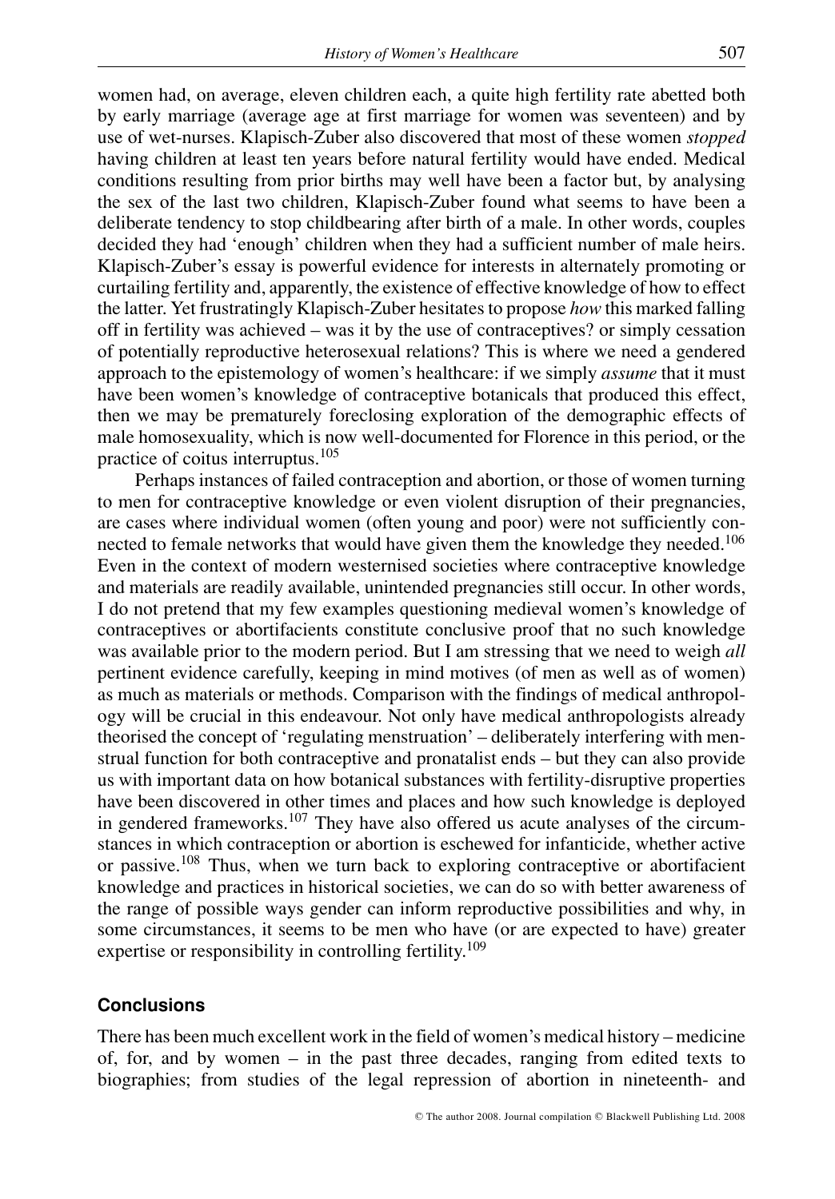women had, on average, eleven children each, a quite high fertility rate abetted both by early marriage (average age at first marriage for women was seventeen) and by use of wet-nurses. Klapisch-Zuber also discovered that most of these women *stopped* having children at least ten years before natural fertility would have ended. Medical conditions resulting from prior births may well have been a factor but, by analysing the sex of the last two children, Klapisch-Zuber found what seems to have been a deliberate tendency to stop childbearing after birth of a male. In other words, couples decided they had 'enough' children when they had a sufficient number of male heirs. Klapisch-Zuber's essay is powerful evidence for interests in alternately promoting or curtailing fertility and, apparently, the existence of effective knowledge of how to effect the latter. Yet frustratingly Klapisch-Zuber hesitates to propose *how* this marked falling off in fertility was achieved – was it by the use of contraceptives? or simply cessation of potentially reproductive heterosexual relations? This is where we need a gendered approach to the epistemology of women's healthcare: if we simply *assume* that it must have been women's knowledge of contraceptive botanicals that produced this effect, then we may be prematurely foreclosing exploration of the demographic effects of male homosexuality, which is now well-documented for Florence in this period, or the practice of coitus interruptus.[105]

Perhaps instances of failed contraception and abortion, or those of women turning to men for contraceptive knowledge or even violent disruption of their pregnancies, are cases where individual women (often young and poor) were not sufficiently connected to female networks that would have given them the knowledge they needed.[106] Even in the context of modern westernised societies where contraceptive knowledge and materials are readily available, unintended pregnancies still occur. In other words, I do not pretend that my few examples questioning medieval women's knowledge of contraceptives or abortifacients constitute conclusive proof that no such knowledge was available prior to the modern period. But I am stressing that we need to weigh *all* pertinent evidence carefully, keeping in mind motives (of men as well as of women) as much as materials or methods. Comparison with the findings of medical anthropology will be crucial in this endeavour. Not only have medical anthropologists already theorised the concept of 'regulating menstruation' – deliberately interfering with menstrual function for both contraceptive and pronatalist ends – but they can also provide us with important data on how botanical substances with fertility-disruptive properties have been discovered in other times and places and how such knowledge is deployed in gendered frameworks.[107] They have also offered us acute analyses of the circumstances in which contraception or abortion is eschewed for infanticide, whether active or passive.[108] Thus, when we turn back to exploring contraceptive or abortifacient knowledge and practices in historical societies, we can do so with better awareness of the range of possible ways gender can inform reproductive possibilities and why, in some circumstances, it seems to be men who have (or are expected to have) greater expertise or responsibility in controlling fertility.[109]

## Conclusions

There has been much excellent work in the field of women's medical history – medicine of, for, and by women – in the past three decades, ranging from edited texts to biographies; from studies of the legal repression of abortion in nineteenth- and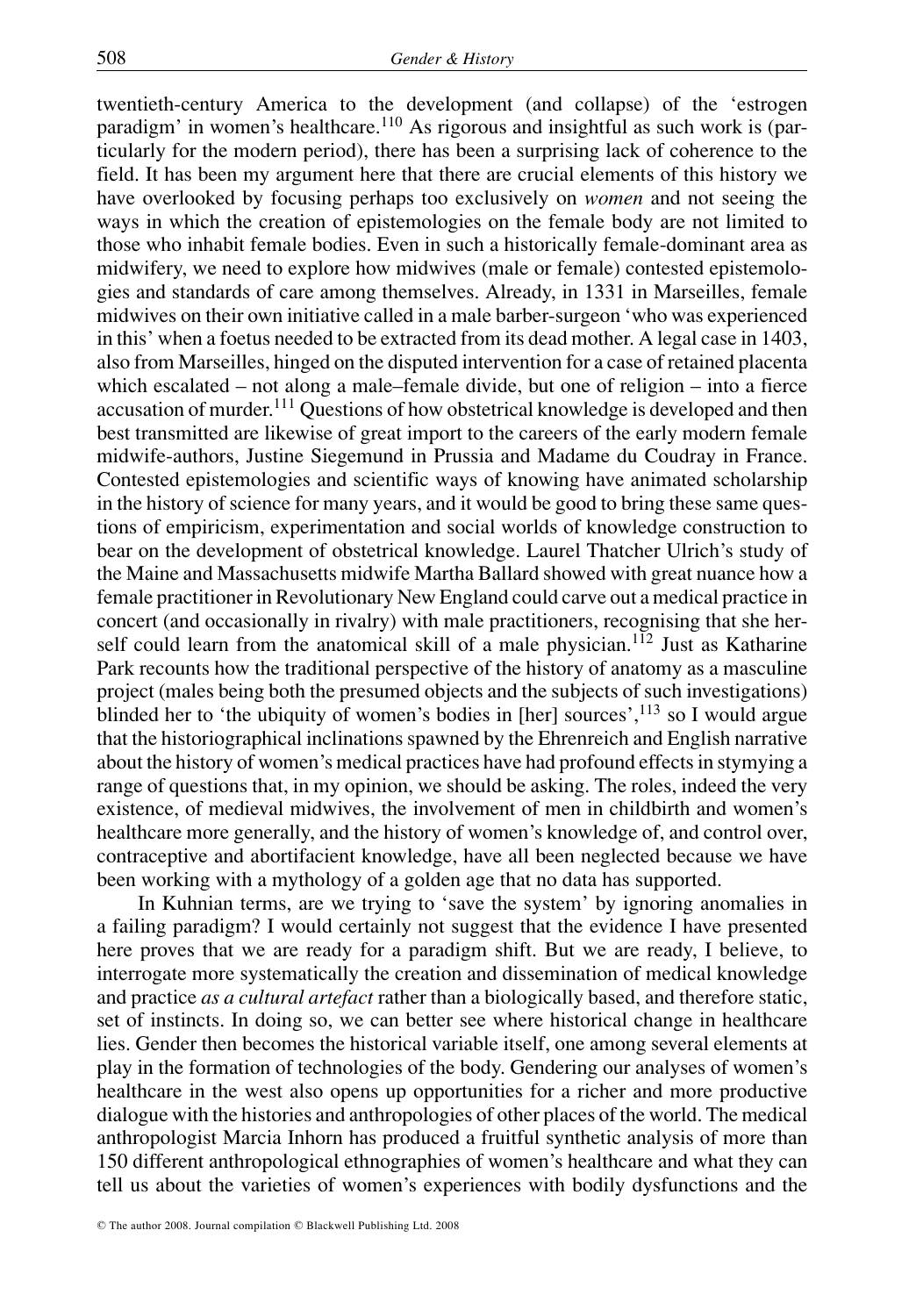twentieth-century America to the development (and collapse) of the 'estrogen paradigm' in women's healthcare.[110] As rigorous and insightful as such work is (particularly for the modern period), there has been a surprising lack of coherence to the field. It has been my argument here that there are crucial elements of this history we have overlooked by focusing perhaps too exclusively on *women* and not seeing the ways in which the creation of epistemologies on the female body are not limited to those who inhabit female bodies. Even in such a historically female-dominant area as midwifery, we need to explore how midwives (male or female) contested epistemologies and standards of care among themselves. Already, in 1331 in Marseilles, female midwives on their own initiative called in a male barber-surgeon 'who was experienced in this' when a foetus needed to be extracted from its dead mother. A legal case in 1403, also from Marseilles, hinged on the disputed intervention for a case of retained placenta which escalated – not along a male–female divide, but one of religion – into a fierce accusation of murder.[111] Questions of how obstetrical knowledge is developed and then best transmitted are likewise of great import to the careers of the early modern female midwife-authors, Justine Siegemund in Prussia and Madame du Coudray in France. Contested epistemologies and scientific ways of knowing have animated scholarship in the history of science for many years, and it would be good to bring these same questions of empiricism, experimentation and social worlds of knowledge construction to bear on the development of obstetrical knowledge. Laurel Thatcher Ulrich's study of the Maine and Massachusetts midwife Martha Ballard showed with great nuance how a female practitioner in Revolutionary New England could carve out a medical practice in concert (and occasionally in rivalry) with male practitioners, recognising that she herself could learn from the anatomical skill of a male physician.[112] Just as Katharine Park recounts how the traditional perspective of the history of anatomy as a masculine project (males being both the presumed objects and the subjects of such investigations) blinded her to 'the ubiquity of women's bodies in [her] sources',[113] so I would argue that the historiographical inclinations spawned by the Ehrenreich and English narrative about the history of women's medical practices have had profound effects in stymying a range of questions that, in my opinion, we should be asking. The roles, indeed the very existence, of medieval midwives, the involvement of men in childbirth and women's healthcare more generally, and the history of women's knowledge of, and control over, contraceptive and abortifacient knowledge, have all been neglected because we have been working with a mythology of a golden age that no data has supported.

In Kuhnian terms, are we trying to 'save the system' by ignoring anomalies in a failing paradigm? I would certainly not suggest that the evidence I have presented here proves that we are ready for a paradigm shift. But we are ready, I believe, to interrogate more systematically the creation and dissemination of medical knowledge and practice *as a cultural artefact* rather than a biologically based, and therefore static, set of instincts. In doing so, we can better see where historical change in healthcare lies. Gender then becomes the historical variable itself, one among several elements at play in the formation of technologies of the body. Gendering our analyses of women's healthcare in the west also opens up opportunities for a richer and more productive dialogue with the histories and anthropologies of other places of the world. The medical anthropologist Marcia Inhorn has produced a fruitful synthetic analysis of more than 150 different anthropological ethnographies of women's healthcare and what they can tell us about the varieties of women's experiences with bodily dysfunctions and the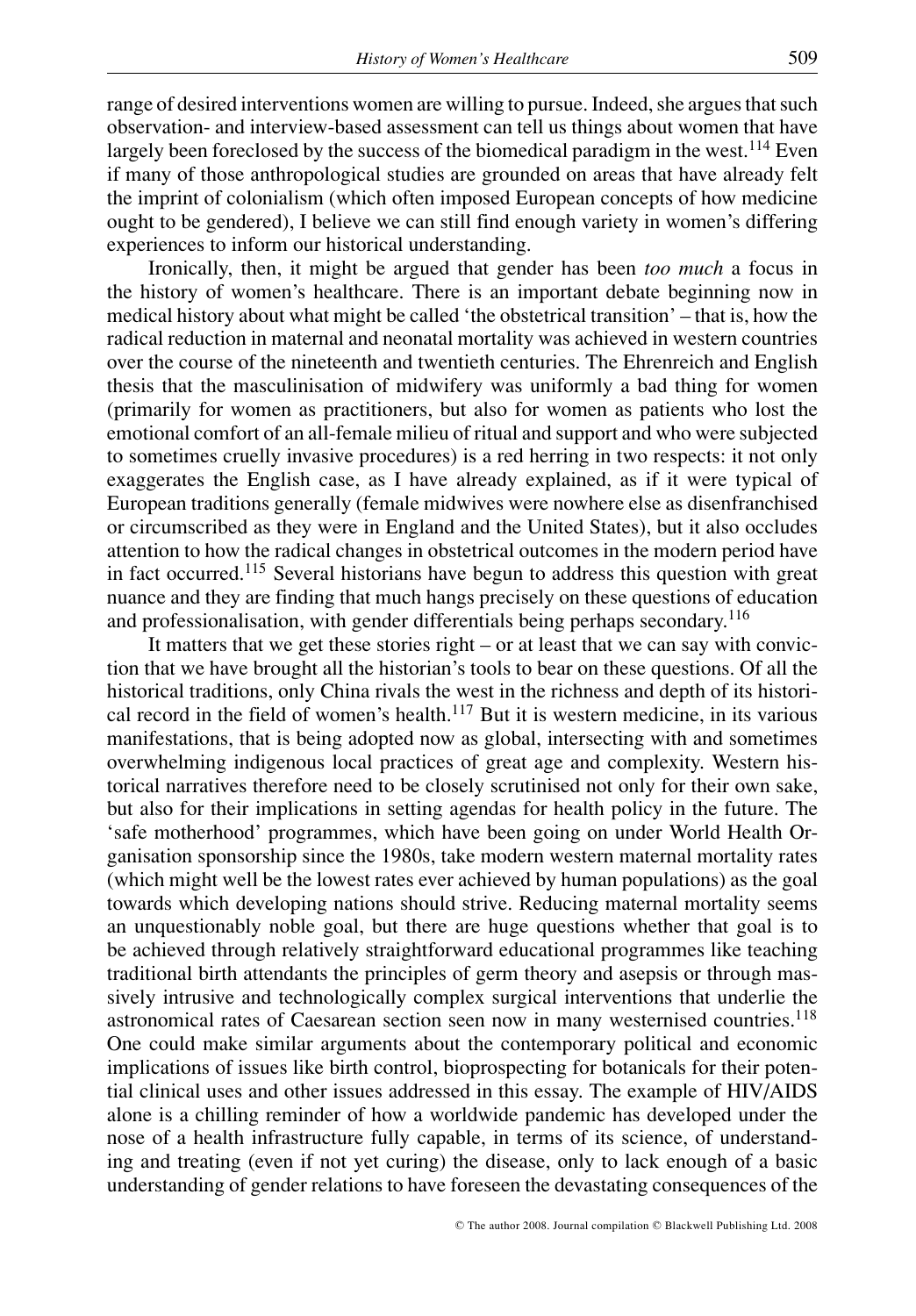range of desired interventions women are willing to pursue. Indeed, she argues that such observation- and interview-based assessment can tell us things about women that have largely been foreclosed by the success of the biomedical paradigm in the west.[114] Even if many of those anthropological studies are grounded on areas that have already felt the imprint of colonialism (which often imposed European concepts of how medicine ought to be gendered), I believe we can still find enough variety in women's differing experiences to inform our historical understanding.

Ironically, then, it might be argued that gender has been *too much* a focus in the history of women's healthcare. There is an important debate beginning now in medical history about what might be called 'the obstetrical transition' – that is, how the radical reduction in maternal and neonatal mortality was achieved in western countries over the course of the nineteenth and twentieth centuries. The Ehrenreich and English thesis that the masculinisation of midwifery was uniformly a bad thing for women (primarily for women as practitioners, but also for women as patients who lost the emotional comfort of an all-female milieu of ritual and support and who were subjected to sometimes cruelly invasive procedures) is a red herring in two respects: it not only exaggerates the English case, as I have already explained, as if it were typical of European traditions generally (female midwives were nowhere else as disenfranchised or circumscribed as they were in England and the United States), but it also occludes attention to how the radical changes in obstetrical outcomes in the modern period have in fact occurred.[115] Several historians have begun to address this question with great nuance and they are finding that much hangs precisely on these questions of education and professionalisation, with gender differentials being perhaps secondary.[116]

It matters that we get these stories right – or at least that we can say with conviction that we have brought all the historian's tools to bear on these questions. Of all the historical traditions, only China rivals the west in the richness and depth of its historical record in the field of women's health.[117] But it is western medicine, in its various manifestations, that is being adopted now as global, intersecting with and sometimes overwhelming indigenous local practices of great age and complexity. Western historical narratives therefore need to be closely scrutinised not only for their own sake, but also for their implications in setting agendas for health policy in the future. The 'safe motherhood' programmes, which have been going on under World Health Organisation sponsorship since the 1980s, take modern western maternal mortality rates (which might well be the lowest rates ever achieved by human populations) as the goal towards which developing nations should strive. Reducing maternal mortality seems an unquestionably noble goal, but there are huge questions whether that goal is to be achieved through relatively straightforward educational programmes like teaching traditional birth attendants the principles of germ theory and asepsis or through massively intrusive and technologically complex surgical interventions that underlie the astronomical rates of Caesarean section seen now in many westernised countries.[118] One could make similar arguments about the contemporary political and economic implications of issues like birth control, bioprospecting for botanicals for their potential clinical uses and other issues addressed in this essay. The example of HIV/AIDS alone is a chilling reminder of how a worldwide pandemic has developed under the nose of a health infrastructure fully capable, in terms of its science, of understanding and treating (even if not yet curing) the disease, only to lack enough of a basic understanding of gender relations to have foreseen the devastating consequences of the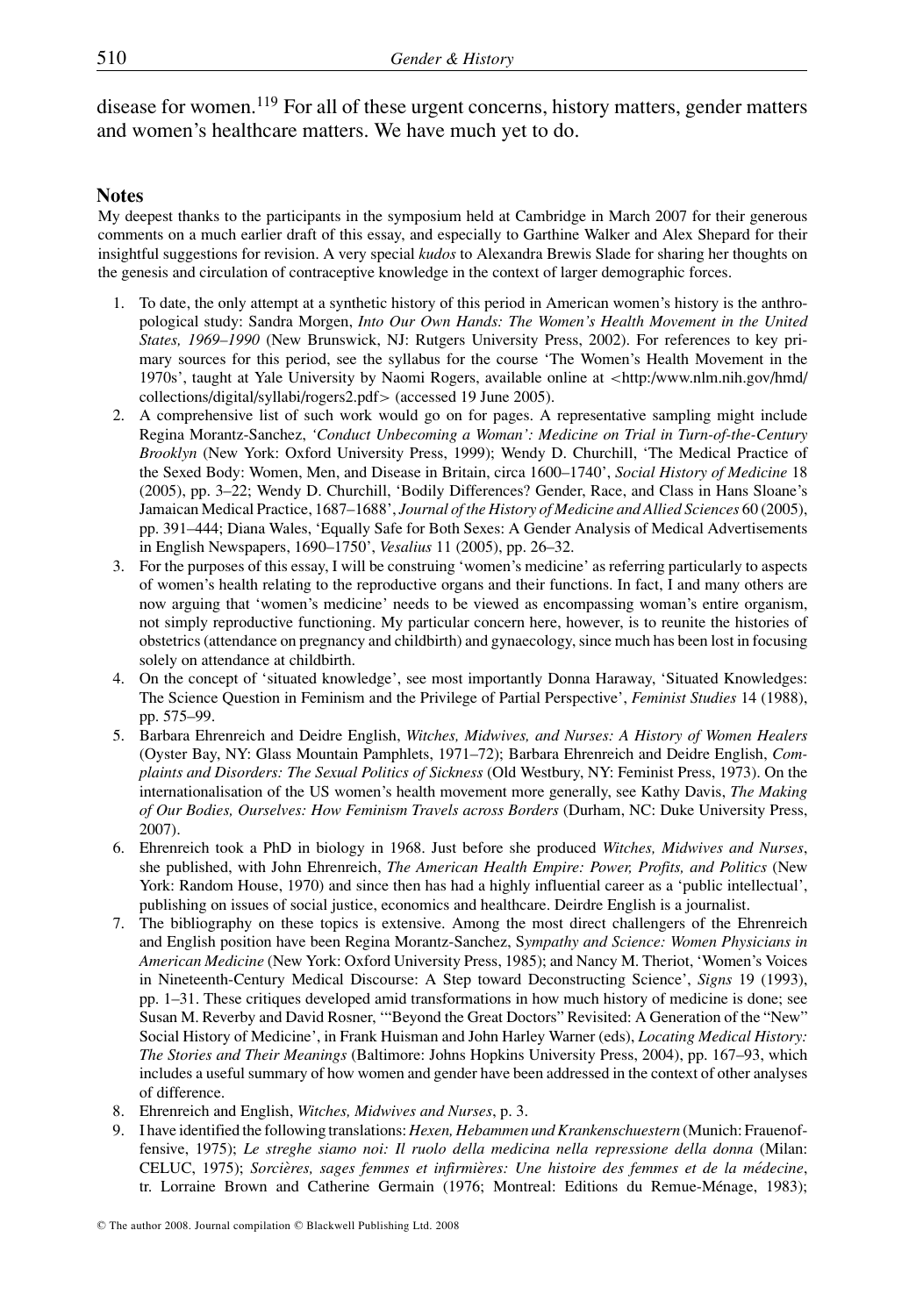disease for women.[119] For all of these urgent concerns, history matters, gender matters and women's healthcare matters. We have much yet to do.

## Notes

My deepest thanks to the participants in the symposium held at Cambridge in March 2007 for their generous comments on a much earlier draft of this essay, and especially to Garthine Walker and Alex Shepard for their insightful suggestions for revision. A very special *kudos* to Alexandra Brewis Slade for sharing her thoughts on the genesis and circulation of contraceptive knowledge in the context of larger demographic forces.

1. To date, the only attempt at a synthetic history of this period in American women's history is the anthropological study: Sandra Morgen, *Into Our Own Hands: The Women's Health Movement in the United States, 1969–1990* (New Brunswick, NJ: Rutgers University Press, 2002). For references to key primary sources for this period, see the syllabus for the course 'The Women's Health Movement in the 1970s', taught at Yale University by Naomi Rogers, available online at <http:/www.nlm.nih.gov/hmd/collections/digital/syllabi/rogers2.pdf> (accessed 19 June 2005).
2. A comprehensive list of such work would go on for pages. A representative sampling might include Regina Morantz-Sanchez, *'Conduct Unbecoming a Woman': Medicine on Trial in Turn-of-the-Century Brooklyn* (New York: Oxford University Press, 1999); Wendy D. Churchill, 'The Medical Practice of the Sexed Body: Women, Men, and Disease in Britain, circa 1600–1740', *Social History of Medicine* 18 (2005), pp. 3–22; Wendy D. Churchill, 'Bodily Differences? Gender, Race, and Class in Hans Sloane's Jamaican Medical Practice, 1687–1688', *Journal of the History of Medicine and Allied Sciences* 60 (2005), pp. 391–444; Diana Wales, 'Equally Safe for Both Sexes: A Gender Analysis of Medical Advertisements in English Newspapers, 1690–1750', *Vesalius* 11 (2005), pp. 26–32.
3. For the purposes of this essay, I will be construing 'women's medicine' as referring particularly to aspects of women's health relating to the reproductive organs and their functions. In fact, I and many others are now arguing that 'women's medicine' needs to be viewed as encompassing woman's entire organism, not simply reproductive functioning. My particular concern here, however, is to reunite the histories of obstetrics (attendance on pregnancy and childbirth) and gynaecology, since much has been lost in focusing solely on attendance at childbirth.
4. On the concept of 'situated knowledge', see most importantly Donna Haraway, 'Situated Knowledges: The Science Question in Feminism and the Privilege of Partial Perspective', *Feminist Studies* 14 (1988), pp. 575–99.
5. Barbara Ehrenreich and Deidre English, *Witches, Midwives, and Nurses: A History of Women Healers* (Oyster Bay, NY: Glass Mountain Pamphlets, 1971–72); Barbara Ehrenreich and Deidre English, *Complaints and Disorders: The Sexual Politics of Sickness* (Old Westbury, NY: Feminist Press, 1973). On the internationalisation of the US women's health movement more generally, see Kathy Davis, *The Making of Our Bodies, Ourselves: How Feminism Travels across Borders* (Durham, NC: Duke University Press, 2007).
6. Ehrenreich took a PhD in biology in 1968. Just before she produced *Witches, Midwives and Nurses*, she published, with John Ehrenreich, *The American Health Empire: Power, Profits, and Politics* (New York: Random House, 1970) and since then has had a highly influential career as a 'public intellectual', publishing on issues of social justice, economics and healthcare. Deirdre English is a journalist.
7. The bibliography on these topics is extensive. Among the most direct challengers of the Ehrenreich and English position have been Regina Morantz-Sanchez, *Sympathy and Science: Women Physicians in American Medicine* (New York: Oxford University Press, 1985); and Nancy M. Theriot, 'Women's Voices in Nineteenth-Century Medical Discourse: A Step toward Deconstructing Science', *Signs* 19 (1993), pp. 1–31. These critiques developed amid transformations in how much history of medicine is done; see Susan M. Reverby and David Rosner, '"Beyond the Great Doctors" Revisited: A Generation of the "New" Social History of Medicine', in Frank Huisman and John Harley Warner (eds), *Locating Medical History: The Stories and Their Meanings* (Baltimore: Johns Hopkins University Press, 2004), pp. 167–93, which includes a useful summary of how women and gender have been addressed in the context of other analyses of difference.
8. Ehrenreich and English, *Witches, Midwives and Nurses*, p. 3.
9. I have identified the following translations: *Hexen, Hebammen und Krankenschuestern* (Munich: Frauenoffensive, 1975); *Le streghe siamo noi: Il ruolo della medicina nella repressione della donna* (Milan: CELUC, 1975); *Sorcières, sages femmes et infirmières: Une histoire des femmes et de la médecine*, tr. Lorraine Brown and Catherine Germain (1976; Montreal: Editions du Remue-Ménage, 1983);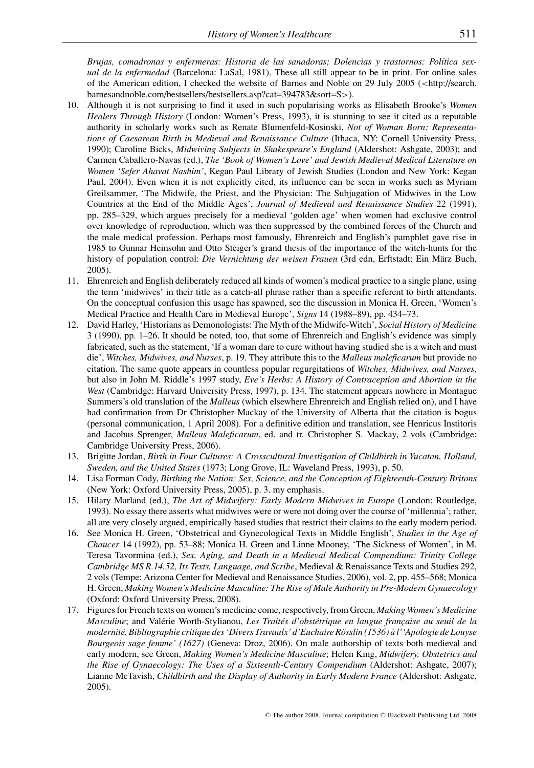*Brujas, comadronas y enfermeras: Historia de las sanadoras; Dolencias y trastornos: Política sexual de la enfermedad* (Barcelona: LaSal, 1981). These all still appear to be in print. For online sales of the American edition, I checked the website of Barnes and Noble on 29 July 2005 (<http://search.barnesandnoble.com/bestsellers/bestsellers.asp?cat=394783&sort=S>).

10. Although it is not surprising to find it used in such popularising works as Elisabeth Brooke's *Women Healers Through History* (London: Women's Press, 1993), it is stunning to see it cited as a reputable authority in scholarly works such as Renate Blumenfeld-Kosinski, *Not of Woman Born: Representations of Caesarean Birth in Medieval and Renaissance Culture* (Ithaca, NY: Cornell University Press, 1990); Caroline Bicks, *Midwiving Subjects in Shakespeare's England* (Aldershot: Ashgate, 2003); and Carmen Caballero-Navas (ed.), *The 'Book of Women's Love' and Jewish Medieval Medical Literature on Women 'Sefer Ahavat Nashim'*, Kegan Paul Library of Jewish Studies (London and New York: Kegan Paul, 2004). Even when it is not explicitly cited, its influence can be seen in works such as Myriam Greilsammer, 'The Midwife, the Priest, and the Physician: The Subjugation of Midwives in the Low Countries at the End of the Middle Ages', *Journal of Medieval and Renaissance Studies* 22 (1991), pp. 285–329, which argues precisely for a medieval 'golden age' when women had exclusive control over knowledge of reproduction, which was then suppressed by the combined forces of the Church and the male medical profession. Perhaps most famously, Ehrenreich and English's pamphlet gave rise in 1985 to Gunnar Heinsohn and Otto Steiger's grand thesis of the importance of the witch-hunts for the history of population control: *Die Vernichtung der weisen Frauen* (3rd edn, Erftstadt: Ein März Buch, 2005).
11. Ehrenreich and English deliberately reduced all kinds of women's medical practice to a single plane, using the term 'midwives' in their title as a catch-all phrase rather than a specific referent to birth attendants. On the conceptual confusion this usage has spawned, see the discussion in Monica H. Green, 'Women's Medical Practice and Health Care in Medieval Europe', *Signs* 14 (1988–89), pp. 434–73.
12. David Harley, 'Historians as Demonologists: The Myth of the Midwife-Witch', *Social History of Medicine* 3 (1990), pp. 1–26. It should be noted, too, that some of Ehrenreich and English's evidence was simply fabricated, such as the statement, 'If a woman dare to cure without having studied she is a witch and must die', *Witches, Midwives, and Nurses*, p. 19. They attribute this to the *Malleus maleficarum* but provide no citation. The same quote appears in countless popular regurgitations of *Witches, Midwives, and Nurses*, but also in John M. Riddle's 1997 study, *Eve's Herbs: A History of Contraception and Abortion in the West* (Cambridge: Harvard University Press, 1997), p. 134. The statement appears nowhere in Montague Summers's old translation of the *Malleus* (which elsewhere Ehrenreich and English relied on), and I have had confirmation from Dr Christopher Mackay of the University of Alberta that the citation is bogus (personal communication, 1 April 2008). For a definitive edition and translation, see Henricus Institoris and Jacobus Sprenger, *Malleus Maleficarum*, ed. and tr. Christopher S. Mackay, 2 vols (Cambridge: Cambridge University Press, 2006).
13. Brigitte Jordan, *Birth in Four Cultures: A Crosscultural Investigation of Childbirth in Yucatan, Holland, Sweden, and the United States* (1973; Long Grove, IL: Waveland Press, 1993), p. 50.
14. Lisa Forman Cody, *Birthing the Nation: Sex, Science, and the Conception of Eighteenth-Century Britons* (New York: Oxford University Press, 2005), p. 3. my emphasis.
15. Hilary Marland (ed.), *The Art of Midwifery: Early Modern Midwives in Europe* (London: Routledge, 1993). No essay there asserts what midwives were or were not doing over the course of 'millennia'; rather, all are very closely argued, empirically based studies that restrict their claims to the early modern period.
16. See Monica H. Green, 'Obstetrical and Gynecological Texts in Middle English', *Studies in the Age of Chaucer* 14 (1992), pp. 53–88; Monica H. Green and Linne Mooney, 'The Sickness of Women', in M. Teresa Tavormina (ed.), *Sex, Aging, and Death in a Medieval Medical Compendium: Trinity College Cambridge MS R.14.52, Its Texts, Language, and Scribe*, Medieval & Renaissance Texts and Studies 292, 2 vols (Tempe: Arizona Center for Medieval and Renaissance Studies, 2006), vol. 2, pp. 455–568; Monica H. Green, *Making Women's Medicine Masculine: The Rise of Male Authority in Pre-Modern Gynaecology* (Oxford: Oxford University Press, 2008).
17. Figures for French texts on women's medicine come, respectively, from Green, *Making Women's Medicine Masculine*; and Valérie Worth-Stylianou, *Les Traités d'obstétrique en langue française au seuil de la modernité. Bibliographie critique des 'Divers Travaulx' d'Euchaire Rösslin (1536) à l' 'Apologie de Louyse Bourgeois sage femme' (1627)* (Geneva: Droz, 2006). On male authorship of texts both medieval and early modern, see Green, *Making Women's Medicine Masculine*; Helen King, *Midwifery, Obstetrics and the Rise of Gynaecology: The Uses of a Sixteenth-Century Compendium* (Aldershot: Ashgate, 2007); Lianne McTavish, *Childbirth and the Display of Authority in Early Modern France* (Aldershot: Ashgate, 2005).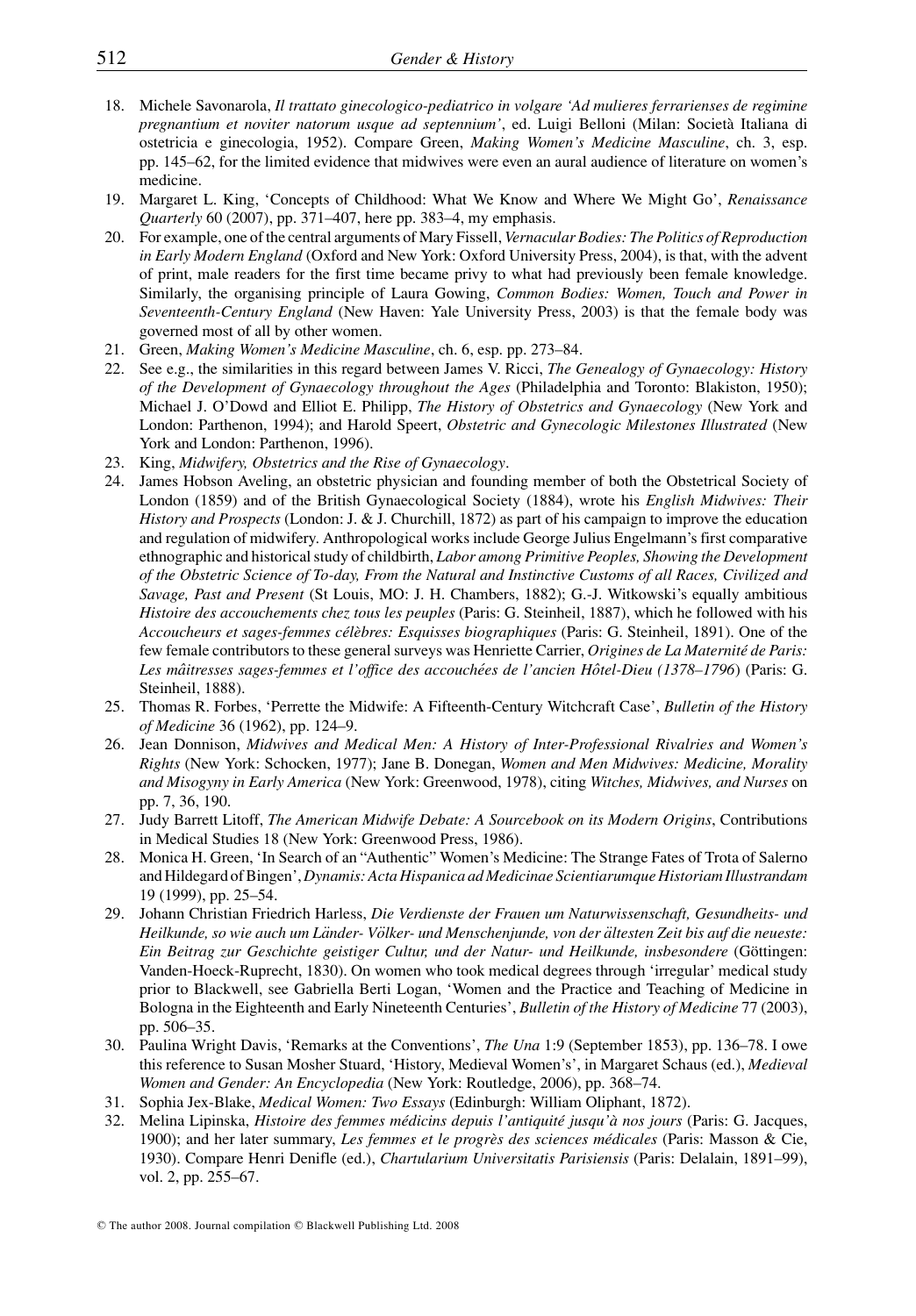18. Michele Savonarola, *Il trattato ginecologico-pediatrico in volgare 'Ad mulieres ferrarienses de regimine pregnantium et noviter natorum usque ad septennium'*, ed. Luigi Belloni (Milan: Società Italiana di ostetricia e ginecologia, 1952). Compare Green, *Making Women's Medicine Masculine*, ch. 3, esp. pp. 145–62, for the limited evidence that midwives were even an aural audience of literature on women's medicine.
19. Margaret L. King, 'Concepts of Childhood: What We Know and Where We Might Go', *Renaissance Quarterly* 60 (2007), pp. 371–407, here pp. 383–4, my emphasis.
20. For example, one of the central arguments of Mary Fissell, *Vernacular Bodies: The Politics of Reproduction in Early Modern England* (Oxford and New York: Oxford University Press, 2004), is that, with the advent of print, male readers for the first time became privy to what had previously been female knowledge. Similarly, the organising principle of Laura Gowing, *Common Bodies: Women, Touch and Power in Seventeenth-Century England* (New Haven: Yale University Press, 2003) is that the female body was governed most of all by other women.
21. Green, *Making Women's Medicine Masculine*, ch. 6, esp. pp. 273–84.
22. See e.g., the similarities in this regard between James V. Ricci, *The Genealogy of Gynaecology: History of the Development of Gynaecology throughout the Ages* (Philadelphia and Toronto: Blakiston, 1950); Michael J. O'Dowd and Elliot E. Philipp, *The History of Obstetrics and Gynaecology* (New York and London: Parthenon, 1994); and Harold Speert, *Obstetric and Gynecologic Milestones Illustrated* (New York and London: Parthenon, 1996).
23. King, *Midwifery, Obstetrics and the Rise of Gynaecology*.
24. James Hobson Aveling, an obstetric physician and founding member of both the Obstetrical Society of London (1859) and of the British Gynaecological Society (1884), wrote his *English Midwives: Their History and Prospects* (London: J. & J. Churchill, 1872) as part of his campaign to improve the education and regulation of midwifery. Anthropological works include George Julius Engelmann's first comparative ethnographic and historical study of childbirth, *Labor among Primitive Peoples, Showing the Development of the Obstetric Science of To-day, From the Natural and Instinctive Customs of all Races, Civilized and Savage, Past and Present* (St Louis, MO: J. H. Chambers, 1882); G.-J. Witkowski's equally ambitious *Histoire des accouchements chez tous les peuples* (Paris: G. Steinheil, 1887), which he followed with his *Accoucheurs et sages-femmes célèbres: Esquisses biographiques* (Paris: G. Steinheil, 1891). One of the few female contributors to these general surveys was Henriette Carrier, *Origines de La Maternité de Paris: Les mâitresses sages-femmes et l'office des accouchées de l'ancien Hôtel-Dieu (1378–1796)* (Paris: G. Steinheil, 1888).
25. Thomas R. Forbes, 'Perrette the Midwife: A Fifteenth-Century Witchcraft Case', *Bulletin of the History of Medicine* 36 (1962), pp. 124–9.
26. Jean Donnison, *Midwives and Medical Men: A History of Inter-Professional Rivalries and Women's Rights* (New York: Schocken, 1977); Jane B. Donegan, *Women and Men Midwives: Medicine, Morality and Misogyny in Early America* (New York: Greenwood, 1978), citing *Witches, Midwives, and Nurses* on pp. 7, 36, 190.
27. Judy Barrett Litoff, *The American Midwife Debate: A Sourcebook on its Modern Origins*, Contributions in Medical Studies 18 (New York: Greenwood Press, 1986).
28. Monica H. Green, 'In Search of an "Authentic" Women's Medicine: The Strange Fates of Trota of Salerno and Hildegard of Bingen', *Dynamis: Acta Hispanica ad Medicinae Scientiarumque Historiam Illustrandam* 19 (1999), pp. 25–54.
29. Johann Christian Friedrich Harless, *Die Verdienste der Frauen um Naturwissenschaft, Gesundheits- und Heilkunde, so wie auch um Länder- Völker- und Menschenjunde, von der ältesten Zeit bis auf die neueste: Ein Beitrag zur Geschichte geistiger Cultur, und der Natur- und Heilkunde, insbesondere* (Göttingen: Vanden-Hoeck-Ruprecht, 1830). On women who took medical degrees through 'irregular' medical study prior to Blackwell, see Gabriella Berti Logan, 'Women and the Practice and Teaching of Medicine in Bologna in the Eighteenth and Early Nineteenth Centuries', *Bulletin of the History of Medicine* 77 (2003), pp. 506–35.
30. Paulina Wright Davis, 'Remarks at the Conventions', *The Una* 1:9 (September 1853), pp. 136–78. I owe this reference to Susan Mosher Stuard, 'History, Medieval Women's', in Margaret Schaus (ed.), *Medieval Women and Gender: An Encyclopedia* (New York: Routledge, 2006), pp. 368–74.
31. Sophia Jex-Blake, *Medical Women: Two Essays* (Edinburgh: William Oliphant, 1872).
32. Melina Lipinska, *Histoire des femmes médicins depuis l'antiquité jusqu'à nos jours* (Paris: G. Jacques, 1900); and her later summary, *Les femmes et le progrès des sciences médicales* (Paris: Masson & Cie, 1930). Compare Henri Denifle (ed.), *Chartularium Universitatis Parisiensis* (Paris: Delalain, 1891–99), vol. 2, pp. 255–67.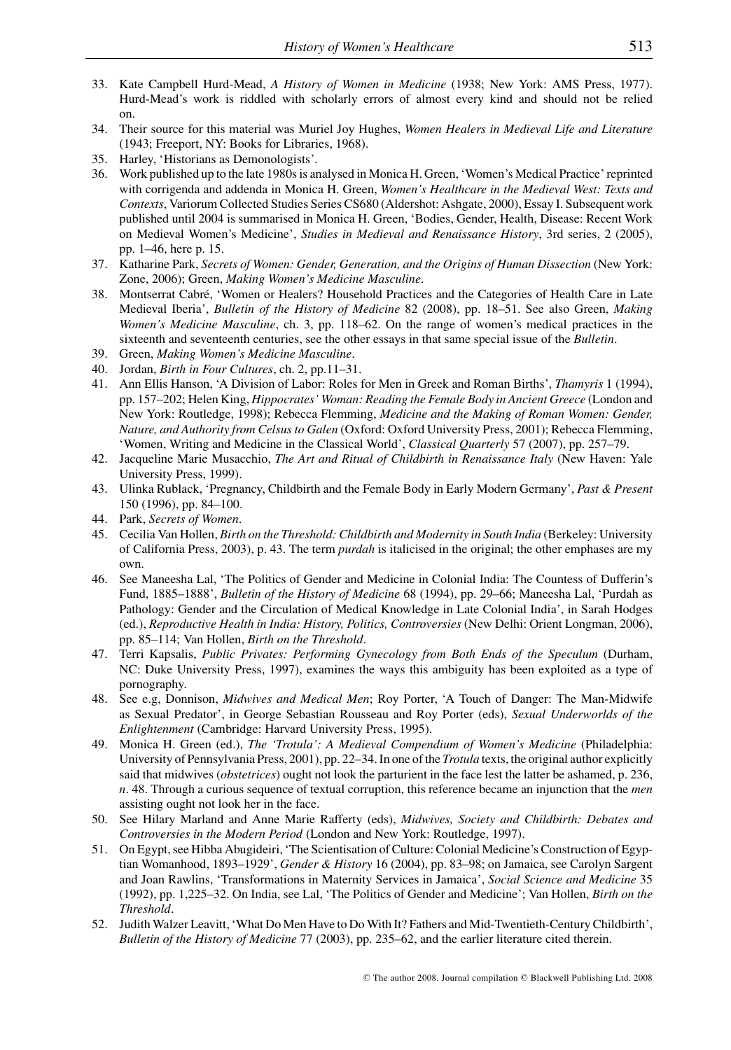33. Kate Campbell Hurd-Mead, *A History of Women in Medicine* (1938; New York: AMS Press, 1977). Hurd-Mead's work is riddled with scholarly errors of almost every kind and should not be relied on.
34. Their source for this material was Muriel Joy Hughes, *Women Healers in Medieval Life and Literature* (1943; Freeport, NY: Books for Libraries, 1968).
35. Harley, 'Historians as Demonologists'.
36. Work published up to the late 1980s is analysed in Monica H. Green, 'Women's Medical Practice' reprinted with corrigenda and addenda in Monica H. Green, *Women's Healthcare in the Medieval West: Texts and Contexts*, Variorum Collected Studies Series CS680 (Aldershot: Ashgate, 2000), Essay I. Subsequent work published until 2004 is summarised in Monica H. Green, 'Bodies, Gender, Health, Disease: Recent Work on Medieval Women's Medicine', *Studies in Medieval and Renaissance History*, 3rd series, 2 (2005), pp. 1–46, here p. 15.
37. Katharine Park, *Secrets of Women: Gender, Generation, and the Origins of Human Dissection* (New York: Zone, 2006); Green, *Making Women's Medicine Masculine*.
38. Montserrat Cabré, 'Women or Healers? Household Practices and the Categories of Health Care in Late Medieval Iberia', *Bulletin of the History of Medicine* 82 (2008), pp. 18–51. See also Green, *Making Women's Medicine Masculine*, ch. 3, pp. 118–62. On the range of women's medical practices in the sixteenth and seventeenth centuries, see the other essays in that same special issue of the *Bulletin*.
39. Green, *Making Women's Medicine Masculine*.
40. Jordan, *Birth in Four Cultures*, ch. 2, pp.11–31.
41. Ann Ellis Hanson, 'A Division of Labor: Roles for Men in Greek and Roman Births', *Thamyris* 1 (1994), pp. 157–202; Helen King, *Hippocrates' Woman: Reading the Female Body in Ancient Greece* (London and New York: Routledge, 1998); Rebecca Flemming, *Medicine and the Making of Roman Women: Gender, Nature, and Authority from Celsus to Galen* (Oxford: Oxford University Press, 2001); Rebecca Flemming, 'Women, Writing and Medicine in the Classical World', *Classical Quarterly* 57 (2007), pp. 257–79.
42. Jacqueline Marie Musacchio, *The Art and Ritual of Childbirth in Renaissance Italy* (New Haven: Yale University Press, 1999).
43. Ulinka Rublack, 'Pregnancy, Childbirth and the Female Body in Early Modern Germany', *Past & Present* 150 (1996), pp. 84–100.
44. Park, *Secrets of Women*.
45. Cecilia Van Hollen, *Birth on the Threshold: Childbirth and Modernity in South India* (Berkeley: University of California Press, 2003), p. 43. The term *purdah* is italicised in the original; the other emphases are my own.
46. See Maneesha Lal, 'The Politics of Gender and Medicine in Colonial India: The Countess of Dufferin's Fund, 1885–1888', *Bulletin of the History of Medicine* 68 (1994), pp. 29–66; Maneesha Lal, 'Purdah as Pathology: Gender and the Circulation of Medical Knowledge in Late Colonial India', in Sarah Hodges (ed.), *Reproductive Health in India: History, Politics, Controversies* (New Delhi: Orient Longman, 2006), pp. 85–114; Van Hollen, *Birth on the Threshold*.
47. Terri Kapsalis, *Public Privates: Performing Gynecology from Both Ends of the Speculum* (Durham, NC: Duke University Press, 1997), examines the ways this ambiguity has been exploited as a type of pornography.
48. See e.g, Donnison, *Midwives and Medical Men*; Roy Porter, 'A Touch of Danger: The Man-Midwife as Sexual Predator', in George Sebastian Rousseau and Roy Porter (eds), *Sexual Underworlds of the Enlightenment* (Cambridge: Harvard University Press, 1995).
49. Monica H. Green (ed.), *The 'Trotula': A Medieval Compendium of Women's Medicine* (Philadelphia: University of Pennsylvania Press, 2001), pp. 22–34. In one of the *Trotula* texts, the original author explicitly said that midwives (*obstetrices*) ought not look the parturient in the face lest the latter be ashamed, p. 236, *n*. 48. Through a curious sequence of textual corruption, this reference became an injunction that the *men* assisting ought not look her in the face.
50. See Hilary Marland and Anne Marie Rafferty (eds), *Midwives, Society and Childbirth: Debates and Controversies in the Modern Period* (London and New York: Routledge, 1997).
51. On Egypt, see Hibba Abugideiri, 'The Scientisation of Culture: Colonial Medicine's Construction of Egyptian Womanhood, 1893–1929', *Gender & History* 16 (2004), pp. 83–98; on Jamaica, see Carolyn Sargent and Joan Rawlins, 'Transformations in Maternity Services in Jamaica', *Social Science and Medicine* 35 (1992), pp. 1,225–32. On India, see Lal, 'The Politics of Gender and Medicine'; Van Hollen, *Birth on the Threshold*.
52. Judith Walzer Leavitt, 'What Do Men Have to Do With It? Fathers and Mid-Twentieth-Century Childbirth', *Bulletin of the History of Medicine* 77 (2003), pp. 235–62, and the earlier literature cited therein.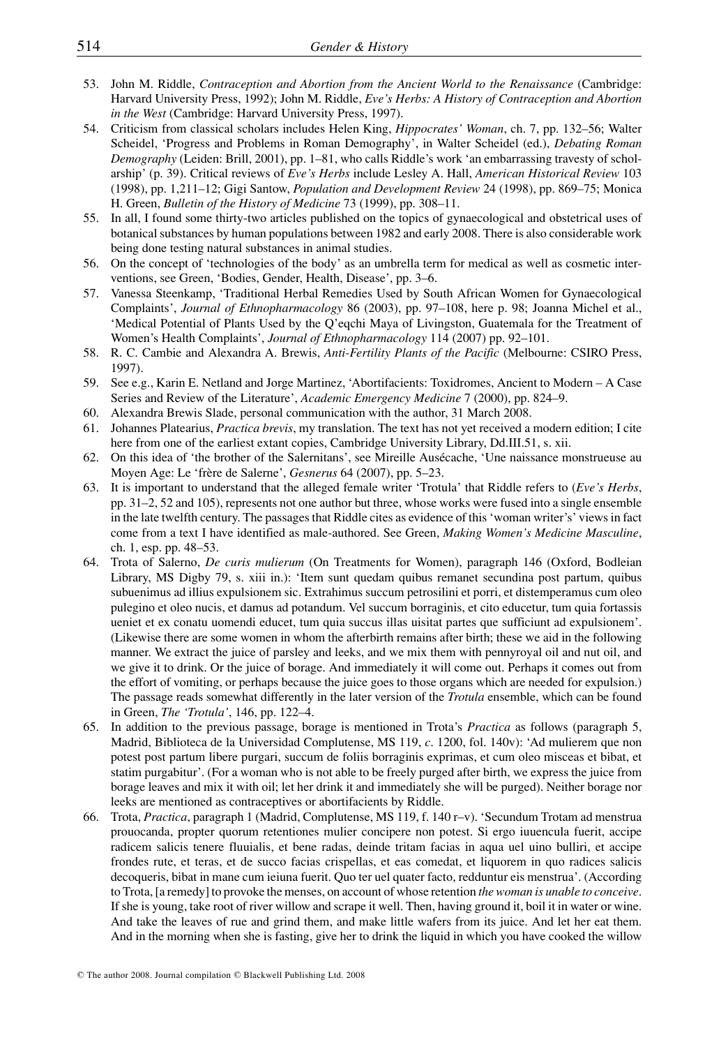53. John M. Riddle, *Contraception and Abortion from the Ancient World to the Renaissance* (Cambridge: Harvard University Press, 1992); John M. Riddle, *Eve's Herbs: A History of Contraception and Abortion in the West* (Cambridge: Harvard University Press, 1997).
54. Criticism from classical scholars includes Helen King, *Hippocrates' Woman*, ch. 7, pp. 132–56; Walter Scheidel, 'Progress and Problems in Roman Demography', in Walter Scheidel (ed.), *Debating Roman Demography* (Leiden: Brill, 2001), pp. 1–81, who calls Riddle's work 'an embarrassing travesty of scholarship' (p. 39). Critical reviews of *Eve's Herbs* include Lesley A. Hall, *American Historical Review* 103 (1998), pp. 1,211–12; Gigi Santow, *Population and Development Review* 24 (1998), pp. 869–75; Monica H. Green, *Bulletin of the History of Medicine* 73 (1999), pp. 308–11.
55. In all, I found some thirty-two articles published on the topics of gynaecological and obstetrical uses of botanical substances by human populations between 1982 and early 2008. There is also considerable work being done testing natural substances in animal studies.
56. On the concept of 'technologies of the body' as an umbrella term for medical as well as cosmetic interventions, see Green, 'Bodies, Gender, Health, Disease', pp. 3–6.
57. Vanessa Steenkamp, 'Traditional Herbal Remedies Used by South African Women for Gynaecological Complaints', *Journal of Ethnopharmacology* 86 (2003), pp. 97–108, here p. 98; Joanna Michel et al., 'Medical Potential of Plants Used by the Q'eqchi Maya of Livingston, Guatemala for the Treatment of Women's Health Complaints', *Journal of Ethnopharmacology* 114 (2007) pp. 92–101.
58. R. C. Cambie and Alexandra A. Brewis, *Anti-Fertility Plants of the Pacific* (Melbourne: CSIRO Press, 1997).
59. See e.g., Karin E. Netland and Jorge Martinez, 'Abortifacients: Toxidromes, Ancient to Modern – A Case Series and Review of the Literature', *Academic Emergency Medicine* 7 (2000), pp. 824–9.
60. Alexandra Brewis Slade, personal communication with the author, 31 March 2008.
61. Johannes Platearius, *Practica brevis*, my translation. The text has not yet received a modern edition; I cite here from one of the earliest extant copies, Cambridge University Library, Dd.III.51, s. xii.
62. On this idea of 'the brother of the Salernitans', see Mireille Ausécache, 'Une naissance monstrueuse au Moyen Age: Le 'frère de Salerne', *Gesnerus* 64 (2007), pp. 5–23.
63. It is important to understand that the alleged female writer 'Trotula' that Riddle refers to (*Eve's Herbs*, pp. 31–2, 52 and 105), represents not one author but three, whose works were fused into a single ensemble in the late twelfth century. The passages that Riddle cites as evidence of this 'woman writer's' views in fact come from a text I have identified as male-authored. See Green, *Making Women's Medicine Masculine*, ch. 1, esp. pp. 48–53.
64. Trota of Salerno, *De curis mulierum* (On Treatments for Women), paragraph 146 (Oxford, Bodleian Library, MS Digby 79, s. xiii in.): 'Item sunt quedam quibus remanet secundina post partum, quibus subuenimus ad illius expulsionem sic. Extrahimus succum petrosilini et porri, et distemperamus cum oleo pulegino et oleo nucis, et damus ad potandum. Vel succum borraginis, et cito educetur, tum quia fortassis ueniet et ex conatu uomendi educet, tum quia succus illas uisitat partes que sufficiunt ad expulsionem'. (Likewise there are some women in whom the afterbirth remains after birth; these we aid in the following manner. We extract the juice of parsley and leeks, and we mix them with pennyroyal oil and nut oil, and we give it to drink. Or the juice of borage. And immediately it will come out. Perhaps it comes out from the effort of vomiting, or perhaps because the juice goes to those organs which are needed for expulsion.) The passage reads somewhat differently in the later version of the *Trotula* ensemble, which can be found in Green, *The 'Trotula'*, 146, pp. 122–4.
65. In addition to the previous passage, borage is mentioned in Trota's *Practica* as follows (paragraph 5, Madrid, Biblioteca de la Universidad Complutense, MS 119, *c*. 1200, fol. 140v): 'Ad mulierem que non potest post partum libere purgari, succum de foliis borraginis exprimas, et cum oleo misceas et bibat, et statim purgabitur'. (For a woman who is not able to be freely purged after birth, we express the juice from borage leaves and mix it with oil; let her drink it and immediately she will be purged). Neither borage nor leeks are mentioned as contraceptives or abortifacients by Riddle.
66. Trota, *Practica*, paragraph 1 (Madrid, Complutense, MS 119, f. 140 r–v). 'Secundum Trotam ad menstrua prouocanda, propter quorum retentiones mulier concipere non potest. Si ergo iuuencula fuerit, accipe radicem salicis tenere fluuialis, et bene radas, deinde tritam facias in aqua uel uino bulliri, et accipe frondes rute, et teras, et de succo facias crispellas, et eas comedat, et liquorem in quo radices salicis decoqueris, bibat in mane cum ieiuna fuerit. Quo ter uel quater facto, redduntur eis menstrua'. (According to Trota, [a remedy] to provoke the menses, on account of whose retention *the woman is unable to conceive*. If she is young, take root of river willow and scrape it well. Then, having ground it, boil it in water or wine. And take the leaves of rue and grind them, and make little wafers from its juice. And let her eat them. And in the morning when she is fasting, give her to drink the liquid in which you have cooked the willow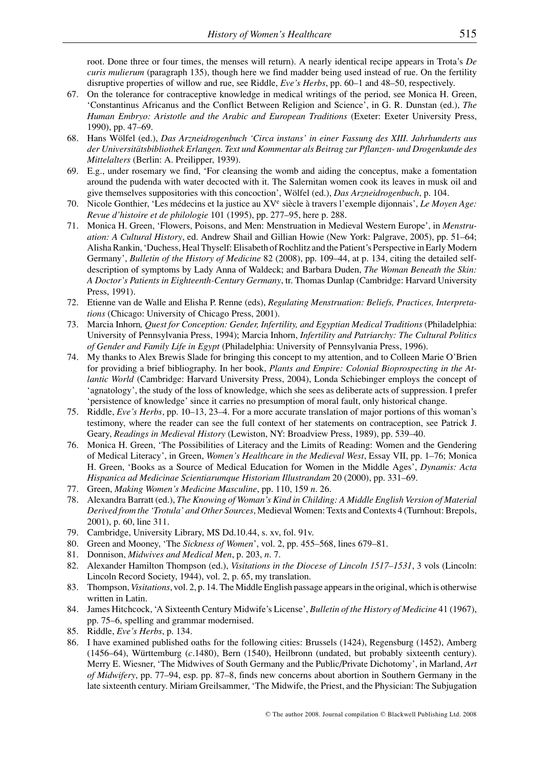root. Done three or four times, the menses will return). A nearly identical recipe appears in Trota's *De curis mulierum* (paragraph 135), though here we find madder being used instead of rue. On the fertility disruptive properties of willow and rue, see Riddle, *Eve's Herbs*, pp. 60–1 and 48–50, respectively.

67. On the tolerance for contraceptive knowledge in medical writings of the period, see Monica H. Green, 'Constantinus Africanus and the Conflict Between Religion and Science', in G. R. Dunstan (ed.), *The Human Embryo: Aristotle and the Arabic and European Traditions* (Exeter: Exeter University Press, 1990), pp. 47–69.
68. Hans Wölfel (ed.), *Das Arzneidrogenbuch 'Circa instans' in einer Fassung des XIII. Jahrhunderts aus der Universitätsbibliothek Erlangen. Text und Kommentar als Beitrag zur Pflanzen- und Drogenkunde des Mittelalters* (Berlin: A. Preilipper, 1939).
69. E.g., under rosemary we find, 'For cleansing the womb and aiding the conceptus, make a fomentation around the pudenda with water decocted with it. The Salernitan women cook its leaves in musk oil and give themselves suppositories with this concoction', Wölfel (ed.), *Das Arzneidrogenbuch*, p. 104.
70. Nicole Gonthier, 'Les médecins et la justice au XV[e] siècle à travers l'exemple dijonnais', *Le Moyen Age: Revue d'histoire et de philologie* 101 (1995), pp. 277–95, here p. 288.
71. Monica H. Green, 'Flowers, Poisons, and Men: Menstruation in Medieval Western Europe', in *Menstruation: A Cultural History*, ed. Andrew Shail and Gillian Howie (New York: Palgrave, 2005), pp. 51–64; Alisha Rankin, 'Duchess, Heal Thyself: Elisabeth of Rochlitz and the Patient's Perspective in Early Modern Germany', *Bulletin of the History of Medicine* 82 (2008), pp. 109–44, at p. 134, citing the detailed self-description of symptoms by Lady Anna of Waldeck; and Barbara Duden, *The Woman Beneath the Skin: A Doctor's Patients in Eighteenth-Century Germany*, tr. Thomas Dunlap (Cambridge: Harvard University Press, 1991).
72. Etienne van de Walle and Elisha P. Renne (eds), *Regulating Menstruation: Beliefs, Practices, Interpretations* (Chicago: University of Chicago Press, 2001).
73. Marcia Inhorn, *Quest for Conception: Gender, Infertility, and Egyptian Medical Traditions* (Philadelphia: University of Pennsylvania Press, 1994); Marcia Inhorn, *Infertility and Patriarchy: The Cultural Politics of Gender and Family Life in Egypt* (Philadelphia: University of Pennsylvania Press, 1996).
74. My thanks to Alex Brewis Slade for bringing this concept to my attention, and to Colleen Marie O'Brien for providing a brief bibliography. In her book, *Plants and Empire: Colonial Bioprospecting in the Atlantic World* (Cambridge: Harvard University Press, 2004), Londa Schiebinger employs the concept of 'agnatology', the study of the loss of knowledge, which she sees as deliberate acts of suppression. I prefer 'persistence of knowledge' since it carries no presumption of moral fault, only historical change.
75. Riddle, *Eve's Herbs*, pp. 10–13, 23–4. For a more accurate translation of major portions of this woman's testimony, where the reader can see the full context of her statements on contraception, see Patrick J. Geary, *Readings in Medieval History* (Lewiston, NY: Broadview Press, 1989), pp. 539–40.
76. Monica H. Green, 'The Possibilities of Literacy and the Limits of Reading: Women and the Gendering of Medical Literacy', in Green, *Women's Healthcare in the Medieval West*, Essay VII, pp. 1–76; Monica H. Green, 'Books as a Source of Medical Education for Women in the Middle Ages', *Dynamis: Acta Hispanica ad Medicinae Scientiarumque Historiam Illustrandam* 20 (2000), pp. 331–69.
77. Green, *Making Women's Medicine Masculine*, pp. 110, 159 *n*. 26.
78. Alexandra Barratt (ed.), *The Knowing of Woman's Kind in Childing: A Middle English Version of Material Derived from the 'Trotula' and Other Sources*, Medieval Women: Texts and Contexts 4 (Turnhout: Brepols, 2001), p. 60, line 311.
79. Cambridge, University Library, MS Dd.10.44, s. xv, fol. 91v.
80. Green and Mooney, 'The *Sickness of Women*', vol. 2, pp. 455–568, lines 679–81.
81. Donnison, *Midwives and Medical Men*, p. 203, *n*. 7.
82. Alexander Hamilton Thompson (ed.), *Visitations in the Diocese of Lincoln 1517–1531*, 3 vols (Lincoln: Lincoln Record Society, 1944), vol. 2, p. 65, my translation.
83. Thompson, *Visitations*, vol. 2, p. 14. The Middle English passage appears in the original, which is otherwise written in Latin.
84. James Hitchcock, 'A Sixteenth Century Midwife's License', *Bulletin of the History of Medicine* 41 (1967), pp. 75–6, spelling and grammar modernised.
85. Riddle, *Eve's Herbs*, p. 134.
86. I have examined published oaths for the following cities: Brussels (1424), Regensburg (1452), Amberg (1456–64), Württemburg (*c*.1480), Bern (1540), Heilbronn (undated, but probably sixteenth century). Merry E. Wiesner, 'The Midwives of South Germany and the Public/Private Dichotomy', in Marland, *Art of Midwifery*, pp. 77–94, esp. pp. 87–8, finds new concerns about abortion in Southern Germany in the late sixteenth century. Miriam Greilsammer, 'The Midwife, the Priest, and the Physician: The Subjugation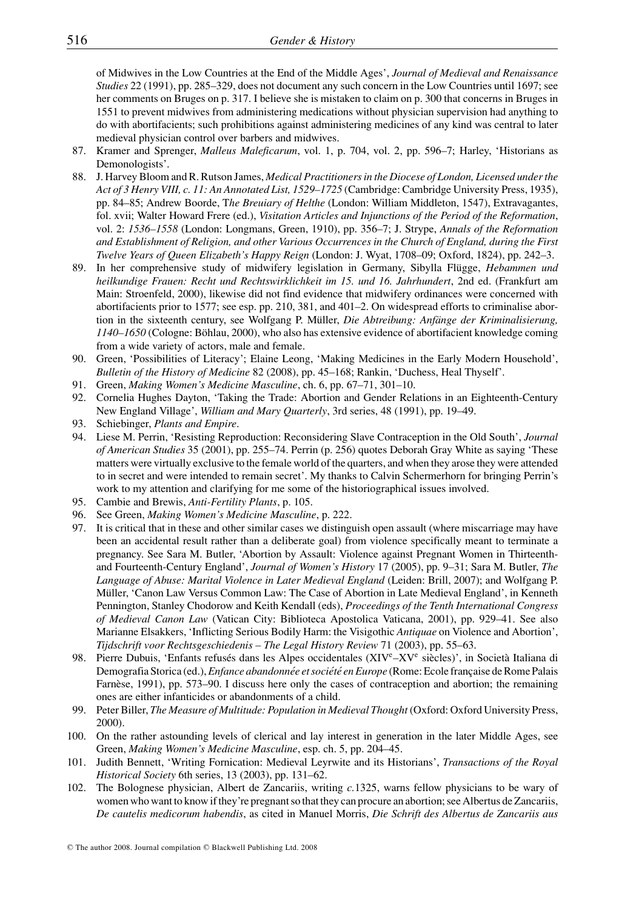of Midwives in the Low Countries at the End of the Middle Ages', *Journal of Medieval and Renaissance Studies* 22 (1991), pp. 285–329, does not document any such concern in the Low Countries until 1697; see her comments on Bruges on p. 317. I believe she is mistaken to claim on p. 300 that concerns in Bruges in 1551 to prevent midwives from administering medications without physician supervision had anything to do with abortifacients; such prohibitions against administering medicines of any kind was central to later medieval physician control over barbers and midwives.

87. Kramer and Sprenger, *Malleus Maleficarum*, vol. 1, p. 704, vol. 2, pp. 596–7; Harley, 'Historians as Demonologists'.
88. J. Harvey Bloom and R. Rutson James, *Medical Practitioners in the Diocese of London, Licensed under the Act of 3 Henry VIII, c. 11: An Annotated List, 1529–1725* (Cambridge: Cambridge University Press, 1935), pp. 84–85; Andrew Boorde, T*he Breuiary of Helthe* (London: William Middleton, 1547), Extravagantes, fol. xvii; Walter Howard Frere (ed.), *Visitation Articles and Injunctions of the Period of the Reformation*, vol. 2: *1536–1558* (London: Longmans, Green, 1910), pp. 356–7; J. Strype, *Annals of the Reformation and Establishment of Religion, and other Various Occurrences in the Church of England, during the First Twelve Years of Queen Elizabeth's Happy Reign* (London: J. Wyat, 1708–09; Oxford, 1824), pp. 242–3.
89. In her comprehensive study of midwifery legislation in Germany, Sibylla Flügge, *Hebammen und heilkundige Frauen: Recht und Rechtswirklichkeit im 15. und 16. Jahrhundert*, 2nd ed. (Frankfurt am Main: Stroenfeld, 2000), likewise did not find evidence that midwifery ordinances were concerned with abortifacients prior to 1577; see esp. pp. 210, 381, and 401–2. On widespread efforts to criminalise abortion in the sixteenth century, see Wolfgang P. Müller, *Die Abtreibung: Anfänge der Kriminalisierung, 1140–1650* (Cologne: Böhlau, 2000), who also has extensive evidence of abortifacient knowledge coming from a wide variety of actors, male and female.
90. Green, 'Possibilities of Literacy'; Elaine Leong, 'Making Medicines in the Early Modern Household', *Bulletin of the History of Medicine* 82 (2008), pp. 45–168; Rankin, 'Duchess, Heal Thyself'.
91. Green, *Making Women's Medicine Masculine*, ch. 6, pp. 67–71, 301–10.
92. Cornelia Hughes Dayton, 'Taking the Trade: Abortion and Gender Relations in an Eighteenth-Century New England Village', *William and Mary Quarterly*, 3rd series, 48 (1991), pp. 19–49.
93. Schiebinger, *Plants and Empire*.
94. Liese M. Perrin, 'Resisting Reproduction: Reconsidering Slave Contraception in the Old South', *Journal of American Studies* 35 (2001), pp. 255–74. Perrin (p. 256) quotes Deborah Gray White as saying 'These matters were virtually exclusive to the female world of the quarters, and when they arose they were attended to in secret and were intended to remain secret'. My thanks to Calvin Schermerhorn for bringing Perrin's work to my attention and clarifying for me some of the historiographical issues involved.
95. Cambie and Brewis, *Anti-Fertility Plants*, p. 105.
96. See Green, *Making Women's Medicine Masculine*, p. 222.
97. It is critical that in these and other similar cases we distinguish open assault (where miscarriage may have been an accidental result rather than a deliberate goal) from violence specifically meant to terminate a pregnancy. See Sara M. Butler, 'Abortion by Assault: Violence against Pregnant Women in Thirteenth- and Fourteenth-Century England', *Journal of Women's History* 17 (2005), pp. 9–31; Sara M. Butler, *The Language of Abuse: Marital Violence in Later Medieval England* (Leiden: Brill, 2007); and Wolfgang P. Müller, 'Canon Law Versus Common Law: The Case of Abortion in Late Medieval England', in Kenneth Pennington, Stanley Chodorow and Keith Kendall (eds), *Proceedings of the Tenth International Congress of Medieval Canon Law* (Vatican City: Biblioteca Apostolica Vaticana, 2001), pp. 929–41. See also Marianne Elsakkers, 'Inflicting Serious Bodily Harm: the Visigothic *Antiquae* on Violence and Abortion', *Tijdschrift voor Rechtsgeschiedenis – The Legal History Review* 71 (2003), pp. 55–63.
98. Pierre Dubuis, 'Enfants refusés dans les Alpes occidentales (XIV<sup>e</sup>–XV<sup>e</sup> siècles)', in Società Italiana di Demografia Storica (ed.), *Enfance abandonnée et société en Europe* (Rome: Ecole française de Rome Palais Farnèse, 1991), pp. 573–90. I discuss here only the cases of contraception and abortion; the remaining ones are either infanticides or abandonments of a child.
99. Peter Biller, *The Measure of Multitude: Population in Medieval Thought* (Oxford: Oxford University Press, 2000).
100. On the rather astounding levels of clerical and lay interest in generation in the later Middle Ages, see Green, *Making Women's Medicine Masculine*, esp. ch. 5, pp. 204–45.
101. Judith Bennett, 'Writing Fornication: Medieval Leyrwite and its Historians', *Transactions of the Royal Historical Society* 6th series, 13 (2003), pp. 131–62.
102. The Bolognese physician, Albert de Zancariis, writing *c.*1325, warns fellow physicians to be wary of women who want to know if they're pregnant so that they can procure an abortion; see Albertus de Zancariis, *De cautelis medicorum habendis*, as cited in Manuel Morris, *Die Schrift des Albertus de Zancariis aus*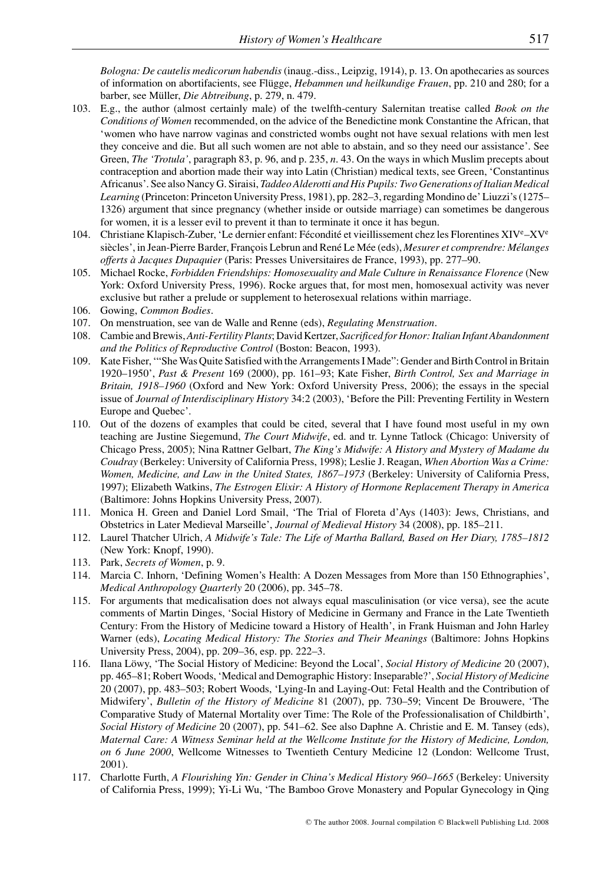*Bologna: De cautelis medicorum habendis* (inaug.-diss., Leipzig, 1914), p. 13. On apothecaries as sources of information on abortifacients, see Flügge, *Hebammen und heilkundige Frauen*, pp. 210 and 280; for a barber, see Müller, *Die Abtreibung*, p. 279, n. 479.

103. E.g., the author (almost certainly male) of the twelfth-century Salernitan treatise called *Book on the Conditions of Women* recommended, on the advice of the Benedictine monk Constantine the African, that 'women who have narrow vaginas and constricted wombs ought not have sexual relations with men lest they conceive and die. But all such women are not able to abstain, and so they need our assistance'. See Green, *The 'Trotula'*, paragraph 83, p. 96, and p. 235, *n*. 43. On the ways in which Muslim precepts about contraception and abortion made their way into Latin (Christian) medical texts, see Green, 'Constantinus Africanus'. See also Nancy G. Siraisi, *Taddeo Alderotti and His Pupils: Two Generations of Italian Medical Learning* (Princeton: Princeton University Press, 1981), pp. 282–3, regarding Mondino de' Liuzzi's (1275–1326) argument that since pregnancy (whether inside or outside marriage) can sometimes be dangerous for women, it is a lesser evil to prevent it than to terminate it once it has begun.
104. Christiane Klapisch-Zuber, 'Le dernier enfant: Fécondité et vieillissement chez les Florentines XIV<sup>e</sup>–XV<sup>e</sup> siècles', in Jean-Pierre Barder, François Lebrun and René Le Mée (eds), *Mesurer et comprendre: Mélanges offerts à Jacques Dupaquier* (Paris: Presses Universitaires de France, 1993), pp. 277–90.
105. Michael Rocke, *Forbidden Friendships: Homosexuality and Male Culture in Renaissance Florence* (New York: Oxford University Press, 1996). Rocke argues that, for most men, homosexual activity was never exclusive but rather a prelude or supplement to heterosexual relations within marriage.
106. Gowing, *Common Bodies*.
107. On menstruation, see van de Walle and Renne (eds), *Regulating Menstruation*.
108. Cambie and Brewis, *Anti-Fertility Plants*; David Kertzer, *Sacrificed for Honor: Italian Infant Abandonment and the Politics of Reproductive Control* (Boston: Beacon, 1993).
109. Kate Fisher, '"She Was Quite Satisfied with the Arrangements I Made": Gender and Birth Control in Britain 1920–1950', *Past & Present* 169 (2000), pp. 161–93; Kate Fisher, *Birth Control, Sex and Marriage in Britain, 1918–1960* (Oxford and New York: Oxford University Press, 2006); the essays in the special issue of *Journal of Interdisciplinary History* 34:2 (2003), 'Before the Pill: Preventing Fertility in Western Europe and Quebec'.
110. Out of the dozens of examples that could be cited, several that I have found most useful in my own teaching are Justine Siegemund, *The Court Midwife*, ed. and tr. Lynne Tatlock (Chicago: University of Chicago Press, 2005); Nina Rattner Gelbart, *The King's Midwife: A History and Mystery of Madame du Coudray* (Berkeley: University of California Press, 1998); Leslie J. Reagan, *When Abortion Was a Crime: Women, Medicine, and Law in the United States, 1867–1973* (Berkeley: University of California Press, 1997); Elizabeth Watkins, *The Estrogen Elixir: A History of Hormone Replacement Therapy in America* (Baltimore: Johns Hopkins University Press, 2007).
111. Monica H. Green and Daniel Lord Smail, 'The Trial of Floreta d'Ays (1403): Jews, Christians, and Obstetrics in Later Medieval Marseille', *Journal of Medieval History* 34 (2008), pp. 185–211.
112. Laurel Thatcher Ulrich, *A Midwife's Tale: The Life of Martha Ballard, Based on Her Diary, 1785–1812* (New York: Knopf, 1990).
113. Park, *Secrets of Women*, p. 9.
114. Marcia C. Inhorn, 'Defining Women's Health: A Dozen Messages from More than 150 Ethnographies', *Medical Anthropology Quarterly* 20 (2006), pp. 345–78.
115. For arguments that medicalisation does not always equal masculinisation (or vice versa), see the acute comments of Martin Dinges, 'Social History of Medicine in Germany and France in the Late Twentieth Century: From the History of Medicine toward a History of Health', in Frank Huisman and John Harley Warner (eds), *Locating Medical History: The Stories and Their Meanings* (Baltimore: Johns Hopkins University Press, 2004), pp. 209–36, esp. pp. 222–3.
116. Ilana Löwy, 'The Social History of Medicine: Beyond the Local', *Social History of Medicine* 20 (2007), pp. 465–81; Robert Woods, 'Medical and Demographic History: Inseparable?', *Social History of Medicine* 20 (2007), pp. 483–503; Robert Woods, 'Lying-In and Laying-Out: Fetal Health and the Contribution of Midwifery', *Bulletin of the History of Medicine* 81 (2007), pp. 730–59; Vincent De Brouwere, 'The Comparative Study of Maternal Mortality over Time: The Role of the Professionalisation of Childbirth', *Social History of Medicine* 20 (2007), pp. 541–62. See also Daphne A. Christie and E. M. Tansey (eds), *Maternal Care: A Witness Seminar held at the Wellcome Institute for the History of Medicine, London, on 6 June 2000*, Wellcome Witnesses to Twentieth Century Medicine 12 (London: Wellcome Trust, 2001).
117. Charlotte Furth, *A Flourishing Yin: Gender in China's Medical History 960–1665* (Berkeley: University of California Press, 1999); Yi-Li Wu, 'The Bamboo Grove Monastery and Popular Gynecology in Qing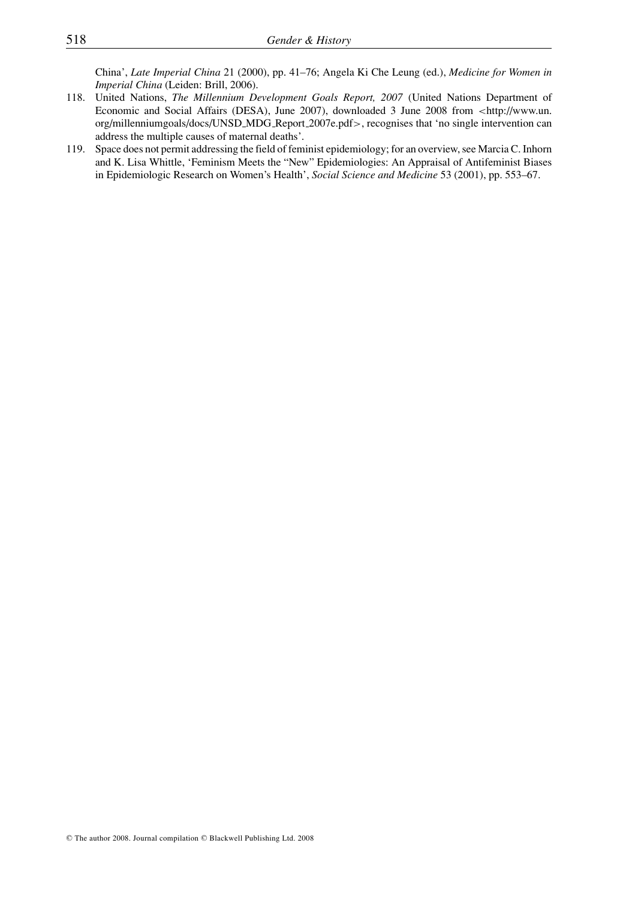China', *Late Imperial China* 21 (2000), pp. 41–76; Angela Ki Che Leung (ed.), *Medicine for Women in Imperial China* (Leiden: Brill, 2006).

118. United Nations, *The Millennium Development Goals Report, 2007* (United Nations Department of Economic and Social Affairs (DESA), June 2007), downloaded 3 June 2008 from <http://www.un.org/millenniumgoals/docs/UNSD_MDG_Report_2007e.pdf>, recognises that 'no single intervention can address the multiple causes of maternal deaths'.
119. Space does not permit addressing the field of feminist epidemiology; for an overview, see Marcia C. Inhorn and K. Lisa Whittle, 'Feminism Meets the "New" Epidemiologies: An Appraisal of Antifeminist Biases in Epidemiologic Research on Women's Health', *Social Science and Medicine* 53 (2001), pp. 553–67.